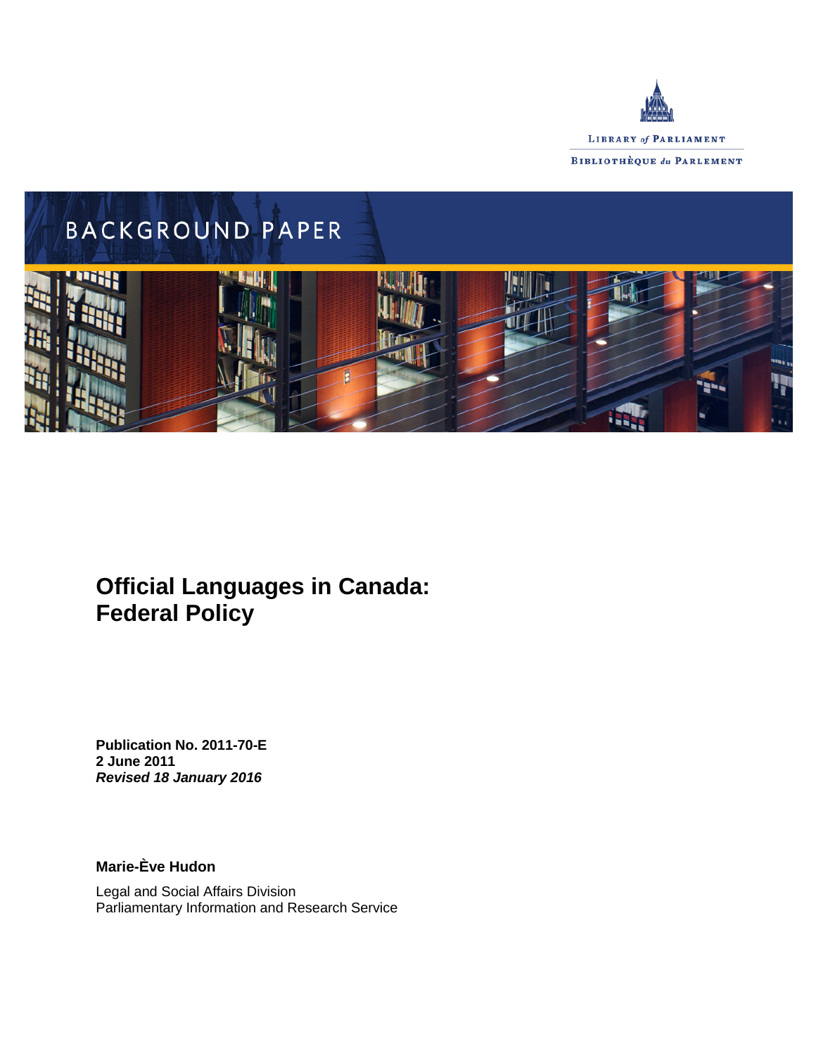LIBRARY *of* PARLIAMENT

BIBLIOTHÈQUE *du* PARLEMENT

BACKGROUND PAPER

# Official Languages in Canada: Federal Policy

**Publication No. 2011-70-E**
**2 June 2011**
***Revised 18 January 2016***

**Marie-Ève Hudon**

Legal and Social Affairs Division
Parliamentary Information and Research Service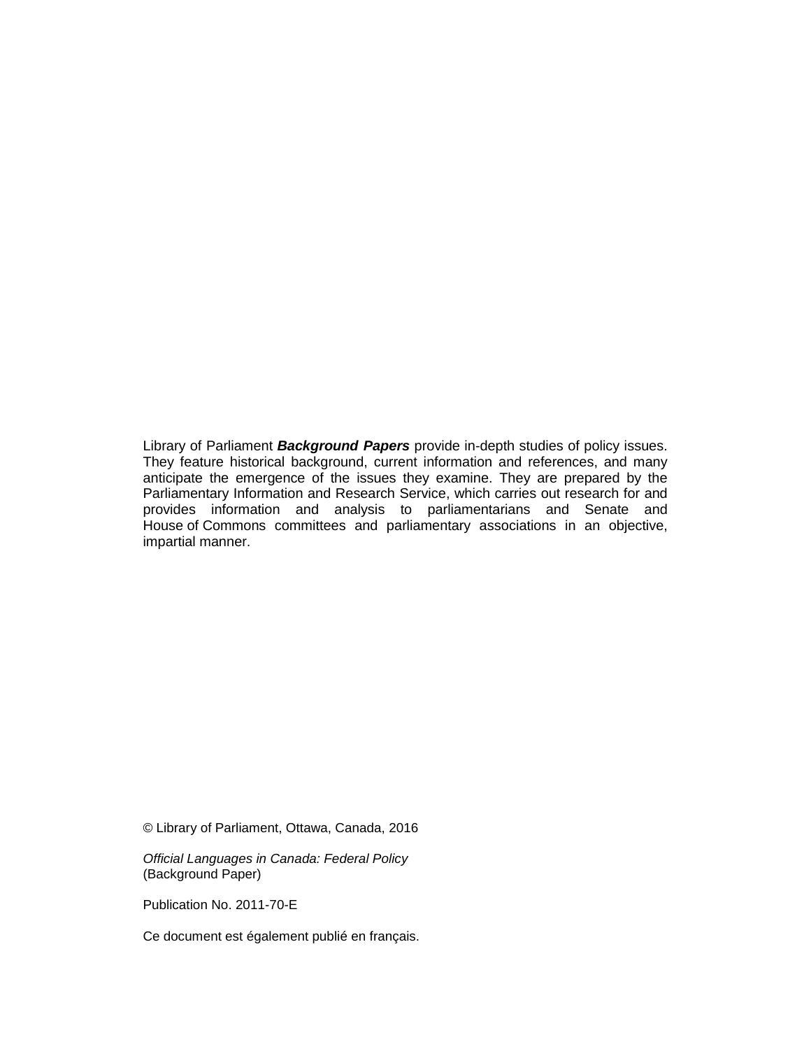Library of Parliament ***Background Papers*** provide in-depth studies of policy issues. They feature historical background, current information and references, and many anticipate the emergence of the issues they examine. They are prepared by the Parliamentary Information and Research Service, which carries out research for and provides information and analysis to parliamentarians and Senate and House of Commons committees and parliamentary associations in an objective, impartial manner.

© Library of Parliament, Ottawa, Canada, 2016

*Official Languages in Canada: Federal Policy*
(Background Paper)

Publication No. 2011-70-E

Ce document est également publié en français.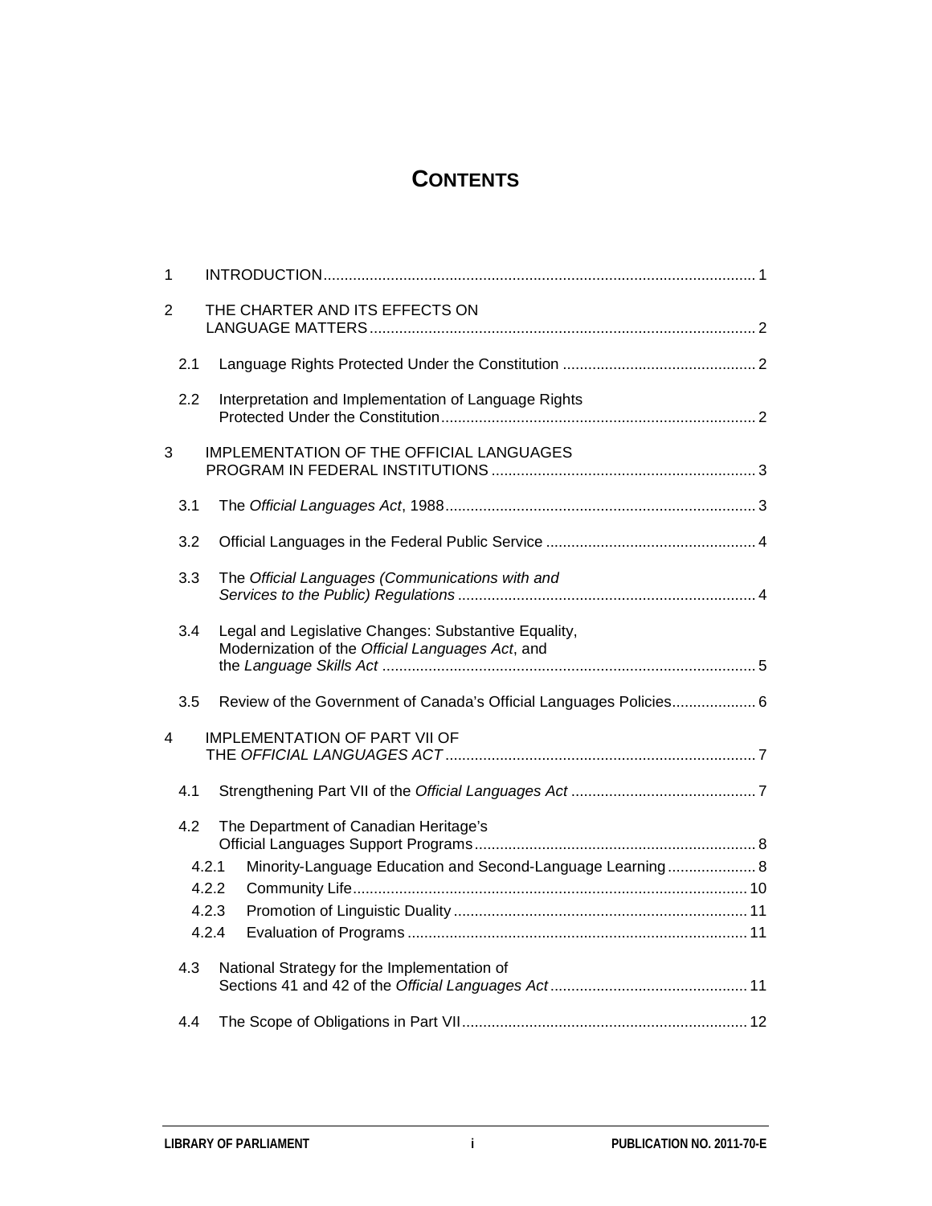# CONTENTS

1 INTRODUCTION ..... 1

2 THE CHARTER AND ITS EFFECTS ON LANGUAGE MATTERS ..... 2

- 2.1 Language Rights Protected Under the Constitution ..... 2
- 2.2 Interpretation and Implementation of Language Rights Protected Under the Constitution ..... 2

3 IMPLEMENTATION OF THE OFFICIAL LANGUAGES PROGRAM IN FEDERAL INSTITUTIONS ..... 3

- 3.1 The *Official Languages Act*, 1988 ..... 3
- 3.2 Official Languages in the Federal Public Service ..... 4
- 3.3 The *Official Languages (Communications with and Services to the Public) Regulations* ..... 4
- 3.4 Legal and Legislative Changes: Substantive Equality, Modernization of the *Official Languages Act*, and the *Language Skills Act* ..... 5
- 3.5 Review of the Government of Canada's Official Languages Policies ..... 6

4 IMPLEMENTATION OF PART VII OF THE *OFFICIAL LANGUAGES ACT* ..... 7

- 4.1 Strengthening Part VII of the *Official Languages Act* ..... 7
- 4.2 The Department of Canadian Heritage's Official Languages Support Programs ..... 8
  - 4.2.1 Minority-Language Education and Second-Language Learning ..... 8
  - 4.2.2 Community Life ..... 10
  - 4.2.3 Promotion of Linguistic Duality ..... 11
  - 4.2.4 Evaluation of Programs ..... 11
- 4.3 National Strategy for the Implementation of Sections 41 and 42 of the *Official Languages Act* ..... 11
- 4.4 The Scope of Obligations in Part VII ..... 12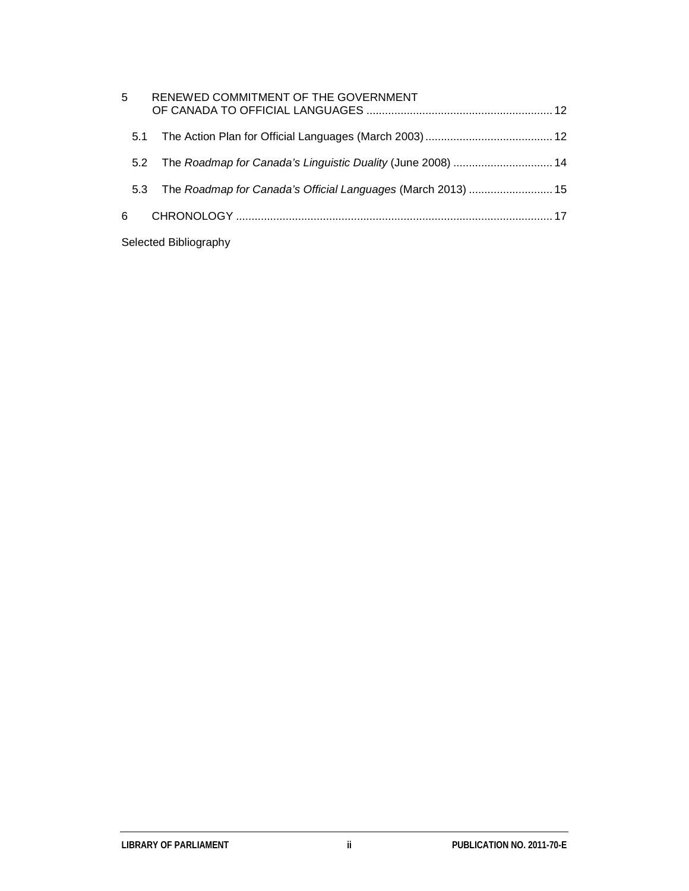5 RENEWED COMMITMENT OF THE GOVERNMENT OF CANADA TO OFFICIAL LANGUAGES ........ 12

- 5.1 The Action Plan for Official Languages (March 2003) ........ 12
- 5.2 The *Roadmap for Canada's Linguistic Duality* (June 2008) ........ 14
- 5.3 The *Roadmap for Canada's Official Languages* (March 2013) ........ 15

6 CHRONOLOGY ........ 17

Selected Bibliography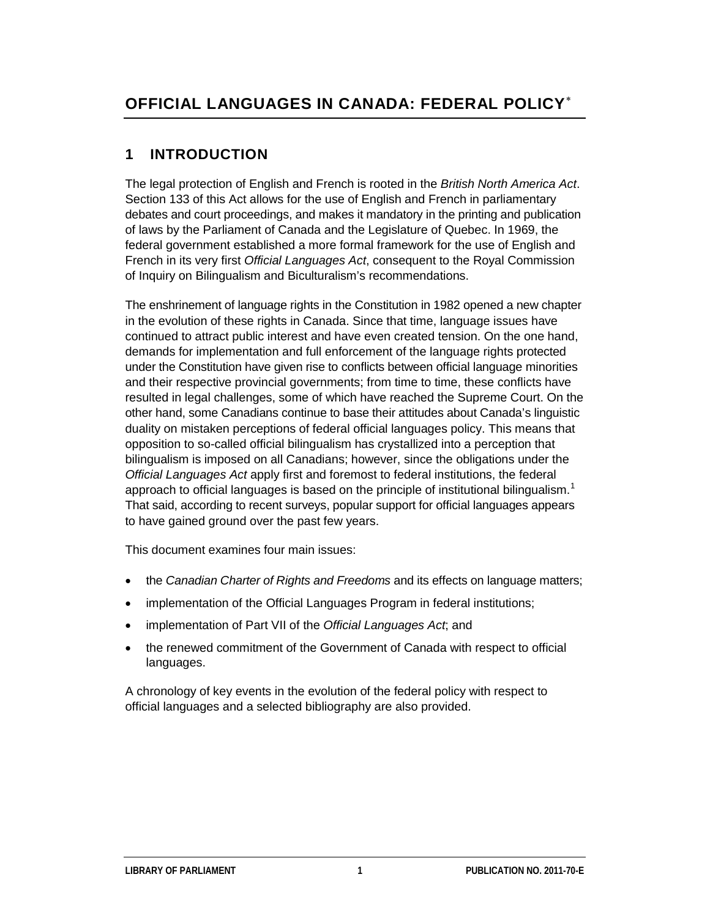# OFFICIAL LANGUAGES IN CANADA: FEDERAL POLICY*

## 1 INTRODUCTION

The legal protection of English and French is rooted in the *British North America Act*. Section 133 of this Act allows for the use of English and French in parliamentary debates and court proceedings, and makes it mandatory in the printing and publication of laws by the Parliament of Canada and the Legislature of Quebec. In 1969, the federal government established a more formal framework for the use of English and French in its very first *Official Languages Act*, consequent to the Royal Commission of Inquiry on Bilingualism and Biculturalism's recommendations.

The enshrinement of language rights in the Constitution in 1982 opened a new chapter in the evolution of these rights in Canada. Since that time, language issues have continued to attract public interest and have even created tension. On the one hand, demands for implementation and full enforcement of the language rights protected under the Constitution have given rise to conflicts between official language minorities and their respective provincial governments; from time to time, these conflicts have resulted in legal challenges, some of which have reached the Supreme Court. On the other hand, some Canadians continue to base their attitudes about Canada's linguistic duality on mistaken perceptions of federal official languages policy. This means that opposition to so-called official bilingualism has crystallized into a perception that bilingualism is imposed on all Canadians; however, since the obligations under the *Official Languages Act* apply first and foremost to federal institutions, the federal approach to official languages is based on the principle of institutional bilingualism.[1] That said, according to recent surveys, popular support for official languages appears to have gained ground over the past few years.

This document examines four main issues:

- the *Canadian Charter of Rights and Freedoms* and its effects on language matters;
- implementation of the Official Languages Program in federal institutions;
- implementation of Part VII of the *Official Languages Act*; and
- the renewed commitment of the Government of Canada with respect to official languages.

A chronology of key events in the evolution of the federal policy with respect to official languages and a selected bibliography are also provided.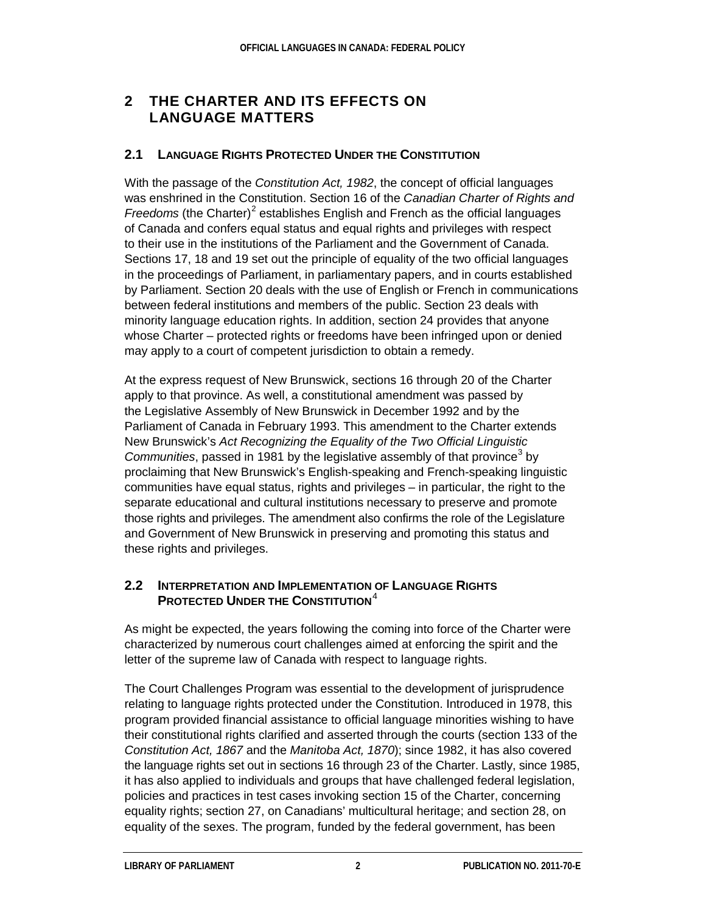# 2 THE CHARTER AND ITS EFFECTS ON LANGUAGE MATTERS

## 2.1 Language Rights Protected Under the Constitution

With the passage of the *Constitution Act, 1982*, the concept of official languages was enshrined in the Constitution. Section 16 of the *Canadian Charter of Rights and Freedoms* (the Charter)[2] establishes English and French as the official languages of Canada and confers equal status and equal rights and privileges with respect to their use in the institutions of the Parliament and the Government of Canada. Sections 17, 18 and 19 set out the principle of equality of the two official languages in the proceedings of Parliament, in parliamentary papers, and in courts established by Parliament. Section 20 deals with the use of English or French in communications between federal institutions and members of the public. Section 23 deals with minority language education rights. In addition, section 24 provides that anyone whose Charter – protected rights or freedoms have been infringed upon or denied may apply to a court of competent jurisdiction to obtain a remedy.

At the express request of New Brunswick, sections 16 through 20 of the Charter apply to that province. As well, a constitutional amendment was passed by the Legislative Assembly of New Brunswick in December 1992 and by the Parliament of Canada in February 1993. This amendment to the Charter extends New Brunswick's *Act Recognizing the Equality of the Two Official Linguistic Communities*, passed in 1981 by the legislative assembly of that province[3] by proclaiming that New Brunswick's English-speaking and French-speaking linguistic communities have equal status, rights and privileges – in particular, the right to the separate educational and cultural institutions necessary to preserve and promote those rights and privileges. The amendment also confirms the role of the Legislature and Government of New Brunswick in preserving and promoting this status and these rights and privileges.

## 2.2 Interpretation and Implementation of Language Rights Protected Under the Constitution[4]

As might be expected, the years following the coming into force of the Charter were characterized by numerous court challenges aimed at enforcing the spirit and the letter of the supreme law of Canada with respect to language rights.

The Court Challenges Program was essential to the development of jurisprudence relating to language rights protected under the Constitution. Introduced in 1978, this program provided financial assistance to official language minorities wishing to have their constitutional rights clarified and asserted through the courts (section 133 of the *Constitution Act, 1867* and the *Manitoba Act, 1870*); since 1982, it has also covered the language rights set out in sections 16 through 23 of the Charter. Lastly, since 1985, it has also applied to individuals and groups that have challenged federal legislation, policies and practices in test cases invoking section 15 of the Charter, concerning equality rights; section 27, on Canadians' multicultural heritage; and section 28, on equality of the sexes. The program, funded by the federal government, has been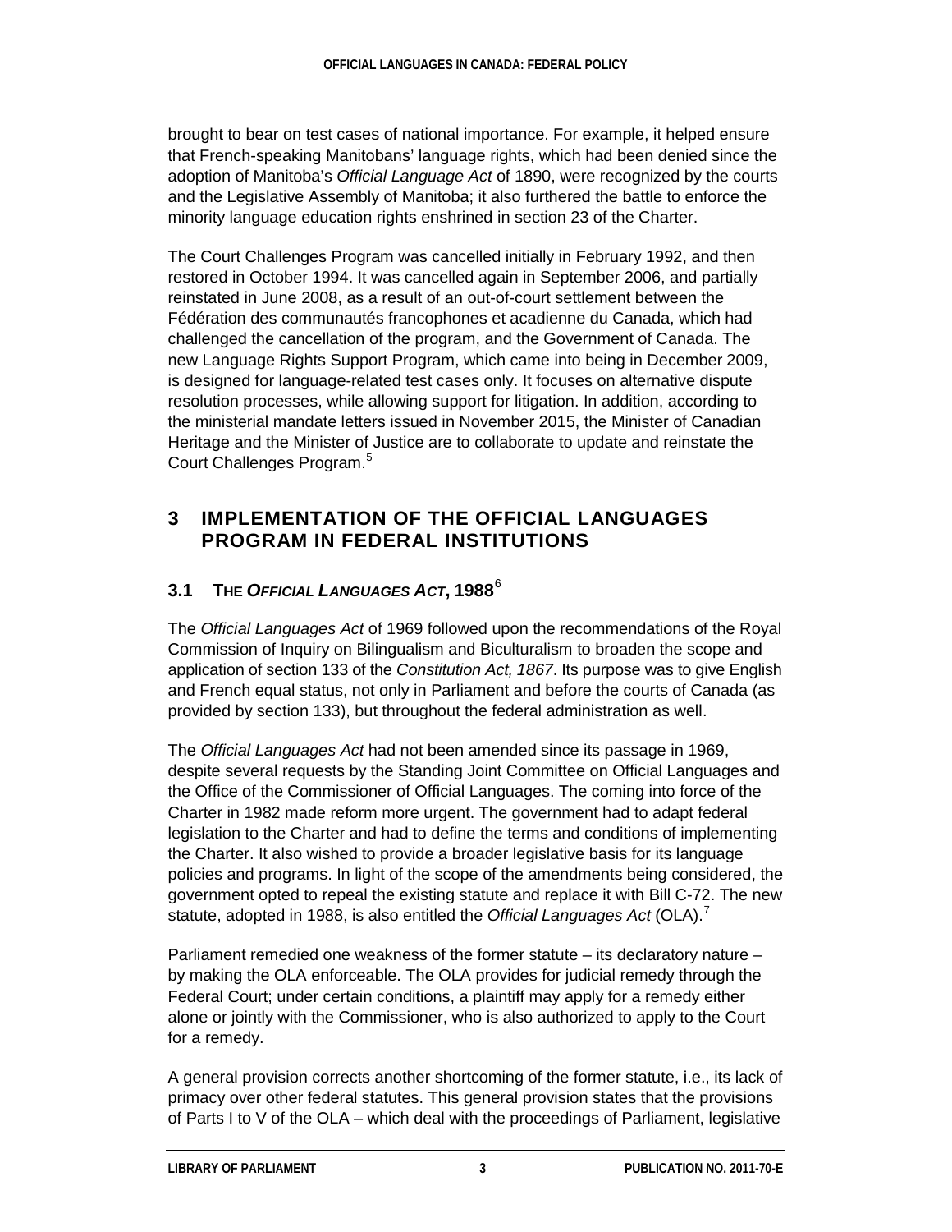brought to bear on test cases of national importance. For example, it helped ensure that French-speaking Manitobans' language rights, which had been denied since the adoption of Manitoba's *Official Language Act* of 1890, were recognized by the courts and the Legislative Assembly of Manitoba; it also furthered the battle to enforce the minority language education rights enshrined in section 23 of the Charter.

The Court Challenges Program was cancelled initially in February 1992, and then restored in October 1994. It was cancelled again in September 2006, and partially reinstated in June 2008, as a result of an out-of-court settlement between the Fédération des communautés francophones et acadienne du Canada, which had challenged the cancellation of the program, and the Government of Canada. The new Language Rights Support Program, which came into being in December 2009, is designed for language-related test cases only. It focuses on alternative dispute resolution processes, while allowing support for litigation. In addition, according to the ministerial mandate letters issued in November 2015, the Minister of Canadian Heritage and the Minister of Justice are to collaborate to update and reinstate the Court Challenges Program.[5]

## 3 IMPLEMENTATION OF THE OFFICIAL LANGUAGES PROGRAM IN FEDERAL INSTITUTIONS

### 3.1 THE *OFFICIAL LANGUAGES ACT*, 1988[6]

The *Official Languages Act* of 1969 followed upon the recommendations of the Royal Commission of Inquiry on Bilingualism and Biculturalism to broaden the scope and application of section 133 of the *Constitution Act, 1867*. Its purpose was to give English and French equal status, not only in Parliament and before the courts of Canada (as provided by section 133), but throughout the federal administration as well.

The *Official Languages Act* had not been amended since its passage in 1969, despite several requests by the Standing Joint Committee on Official Languages and the Office of the Commissioner of Official Languages. The coming into force of the Charter in 1982 made reform more urgent. The government had to adapt federal legislation to the Charter and had to define the terms and conditions of implementing the Charter. It also wished to provide a broader legislative basis for its language policies and programs. In light of the scope of the amendments being considered, the government opted to repeal the existing statute and replace it with Bill C-72. The new statute, adopted in 1988, is also entitled the *Official Languages Act* (OLA).[7]

Parliament remedied one weakness of the former statute – its declaratory nature – by making the OLA enforceable. The OLA provides for judicial remedy through the Federal Court; under certain conditions, a plaintiff may apply for a remedy either alone or jointly with the Commissioner, who is also authorized to apply to the Court for a remedy.

A general provision corrects another shortcoming of the former statute, i.e., its lack of primacy over other federal statutes. This general provision states that the provisions of Parts I to V of the OLA – which deal with the proceedings of Parliament, legislative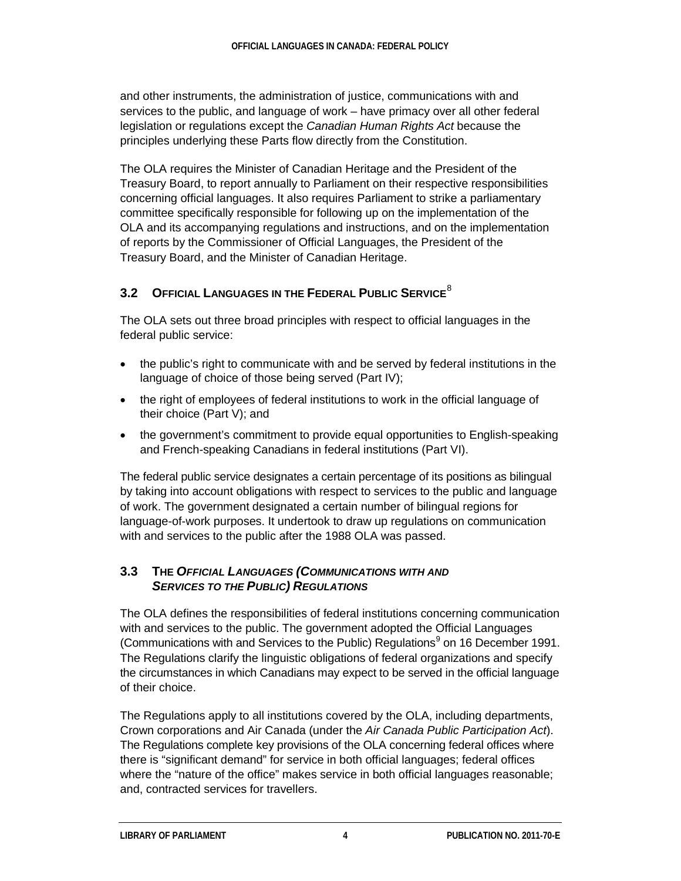and other instruments, the administration of justice, communications with and services to the public, and language of work – have primacy over all other federal legislation or regulations except the *Canadian Human Rights Act* because the principles underlying these Parts flow directly from the Constitution.

The OLA requires the Minister of Canadian Heritage and the President of the Treasury Board, to report annually to Parliament on their respective responsibilities concerning official languages. It also requires Parliament to strike a parliamentary committee specifically responsible for following up on the implementation of the OLA and its accompanying regulations and instructions, and on the implementation of reports by the Commissioner of Official Languages, the President of the Treasury Board, and the Minister of Canadian Heritage.

### 3.2 Official Languages in the Federal Public Service[8]

The OLA sets out three broad principles with respect to official languages in the federal public service:

- the public's right to communicate with and be served by federal institutions in the language of choice of those being served (Part IV);
- the right of employees of federal institutions to work in the official language of their choice (Part V); and
- the government's commitment to provide equal opportunities to English-speaking and French-speaking Canadians in federal institutions (Part VI).

The federal public service designates a certain percentage of its positions as bilingual by taking into account obligations with respect to services to the public and language of work. The government designated a certain number of bilingual regions for language-of-work purposes. It undertook to draw up regulations on communication with and services to the public after the 1988 OLA was passed.

### 3.3 The *Official Languages (Communications with and Services to the Public) Regulations*

The OLA defines the responsibilities of federal institutions concerning communication with and services to the public. The government adopted the Official Languages (Communications with and Services to the Public) Regulations[9] on 16 December 1991. The Regulations clarify the linguistic obligations of federal organizations and specify the circumstances in which Canadians may expect to be served in the official language of their choice.

The Regulations apply to all institutions covered by the OLA, including departments, Crown corporations and Air Canada (under the *Air Canada Public Participation Act*). The Regulations complete key provisions of the OLA concerning federal offices where there is "significant demand" for service in both official languages; federal offices where the "nature of the office" makes service in both official languages reasonable; and, contracted services for travellers.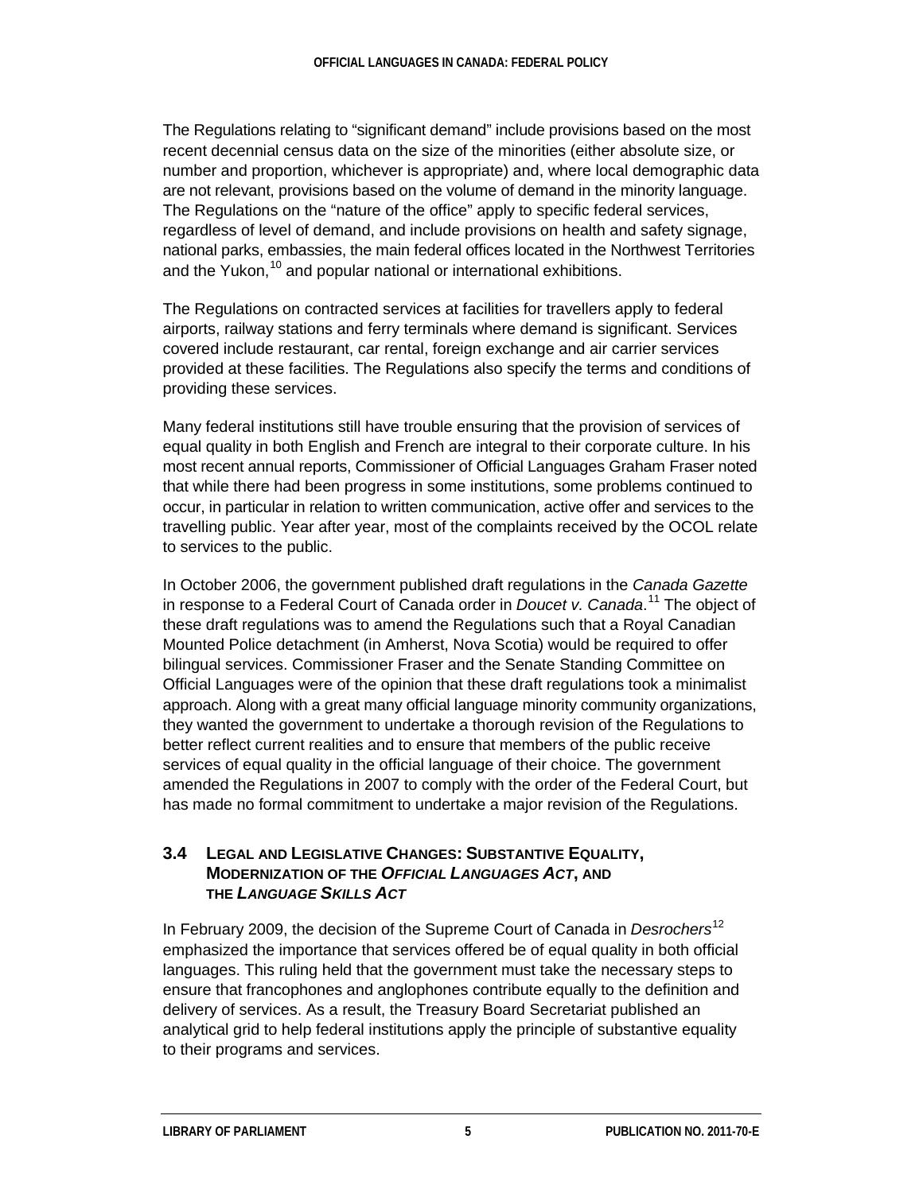The Regulations relating to "significant demand" include provisions based on the most recent decennial census data on the size of the minorities (either absolute size, or number and proportion, whichever is appropriate) and, where local demographic data are not relevant, provisions based on the volume of demand in the minority language. The Regulations on the "nature of the office" apply to specific federal services, regardless of level of demand, and include provisions on health and safety signage, national parks, embassies, the main federal offices located in the Northwest Territories and the Yukon,[10] and popular national or international exhibitions.

The Regulations on contracted services at facilities for travellers apply to federal airports, railway stations and ferry terminals where demand is significant. Services covered include restaurant, car rental, foreign exchange and air carrier services provided at these facilities. The Regulations also specify the terms and conditions of providing these services.

Many federal institutions still have trouble ensuring that the provision of services of equal quality in both English and French are integral to their corporate culture. In his most recent annual reports, Commissioner of Official Languages Graham Fraser noted that while there had been progress in some institutions, some problems continued to occur, in particular in relation to written communication, active offer and services to the travelling public. Year after year, most of the complaints received by the OCOL relate to services to the public.

In October 2006, the government published draft regulations in the *Canada Gazette* in response to a Federal Court of Canada order in *Doucet v. Canada*.[11] The object of these draft regulations was to amend the Regulations such that a Royal Canadian Mounted Police detachment (in Amherst, Nova Scotia) would be required to offer bilingual services. Commissioner Fraser and the Senate Standing Committee on Official Languages were of the opinion that these draft regulations took a minimalist approach. Along with a great many official language minority community organizations, they wanted the government to undertake a thorough revision of the Regulations to better reflect current realities and to ensure that members of the public receive services of equal quality in the official language of their choice. The government amended the Regulations in 2007 to comply with the order of the Federal Court, but has made no formal commitment to undertake a major revision of the Regulations.

### 3.4 Legal and Legislative Changes: Substantive Equality, Modernization of the *Official Languages Act*, and the *Language Skills Act*

In February 2009, the decision of the Supreme Court of Canada in *Desrochers*[12] emphasized the importance that services offered be of equal quality in both official languages. This ruling held that the government must take the necessary steps to ensure that francophones and anglophones contribute equally to the definition and delivery of services. As a result, the Treasury Board Secretariat published an analytical grid to help federal institutions apply the principle of substantive equality to their programs and services.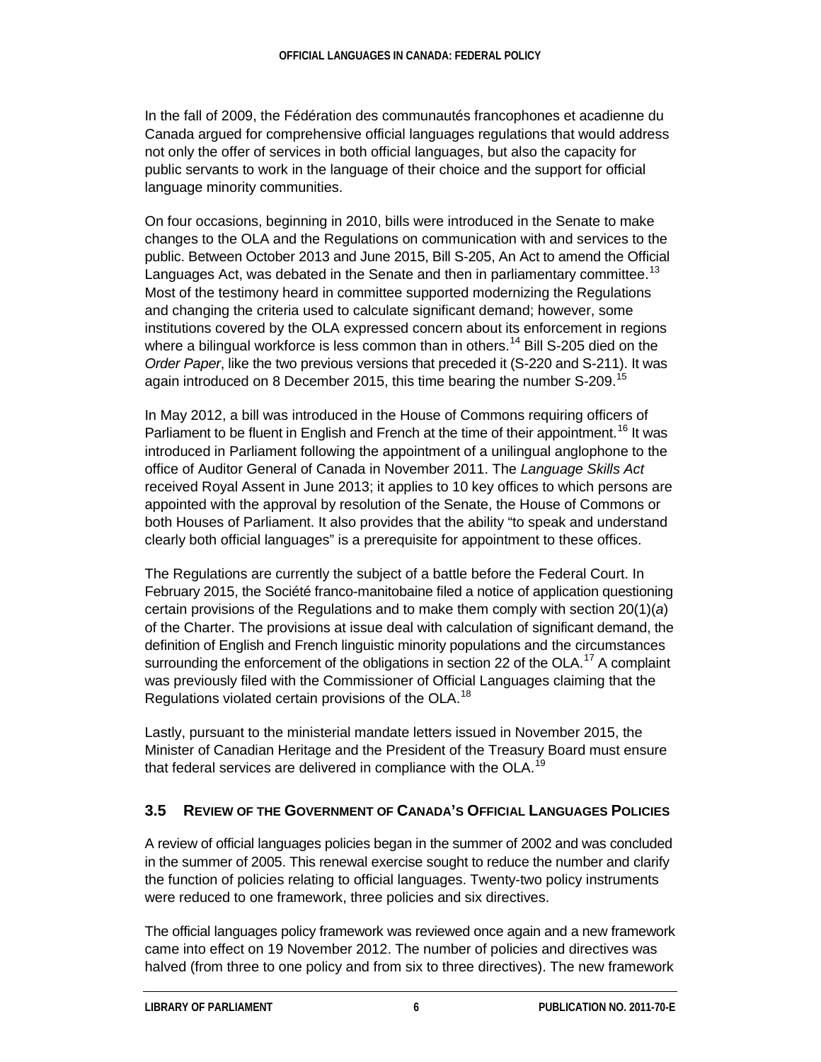In the fall of 2009, the Fédération des communautés francophones et acadienne du Canada argued for comprehensive official languages regulations that would address not only the offer of services in both official languages, but also the capacity for public servants to work in the language of their choice and the support for official language minority communities.

On four occasions, beginning in 2010, bills were introduced in the Senate to make changes to the OLA and the Regulations on communication with and services to the public. Between October 2013 and June 2015, Bill S-205, An Act to amend the Official Languages Act, was debated in the Senate and then in parliamentary committee.[13] Most of the testimony heard in committee supported modernizing the Regulations and changing the criteria used to calculate significant demand; however, some institutions covered by the OLA expressed concern about its enforcement in regions where a bilingual workforce is less common than in others.[14] Bill S-205 died on the *Order Paper*, like the two previous versions that preceded it (S-220 and S-211). It was again introduced on 8 December 2015, this time bearing the number S-209.[15]

In May 2012, a bill was introduced in the House of Commons requiring officers of Parliament to be fluent in English and French at the time of their appointment.[16] It was introduced in Parliament following the appointment of a unilingual anglophone to the office of Auditor General of Canada in November 2011. The *Language Skills Act* received Royal Assent in June 2013; it applies to 10 key offices to which persons are appointed with the approval by resolution of the Senate, the House of Commons or both Houses of Parliament. It also provides that the ability "to speak and understand clearly both official languages" is a prerequisite for appointment to these offices.

The Regulations are currently the subject of a battle before the Federal Court. In February 2015, the Société franco-manitobaine filed a notice of application questioning certain provisions of the Regulations and to make them comply with section 20(1)(*a*) of the Charter. The provisions at issue deal with calculation of significant demand, the definition of English and French linguistic minority populations and the circumstances surrounding the enforcement of the obligations in section 22 of the OLA.[17] A complaint was previously filed with the Commissioner of Official Languages claiming that the Regulations violated certain provisions of the OLA.[18]

Lastly, pursuant to the ministerial mandate letters issued in November 2015, the Minister of Canadian Heritage and the President of the Treasury Board must ensure that federal services are delivered in compliance with the OLA.[19]

### 3.5 Review of the Government of Canada's Official Languages Policies

A review of official languages policies began in the summer of 2002 and was concluded in the summer of 2005. This renewal exercise sought to reduce the number and clarify the function of policies relating to official languages. Twenty-two policy instruments were reduced to one framework, three policies and six directives.

The official languages policy framework was reviewed once again and a new framework came into effect on 19 November 2012. The number of policies and directives was halved (from three to one policy and from six to three directives). The new framework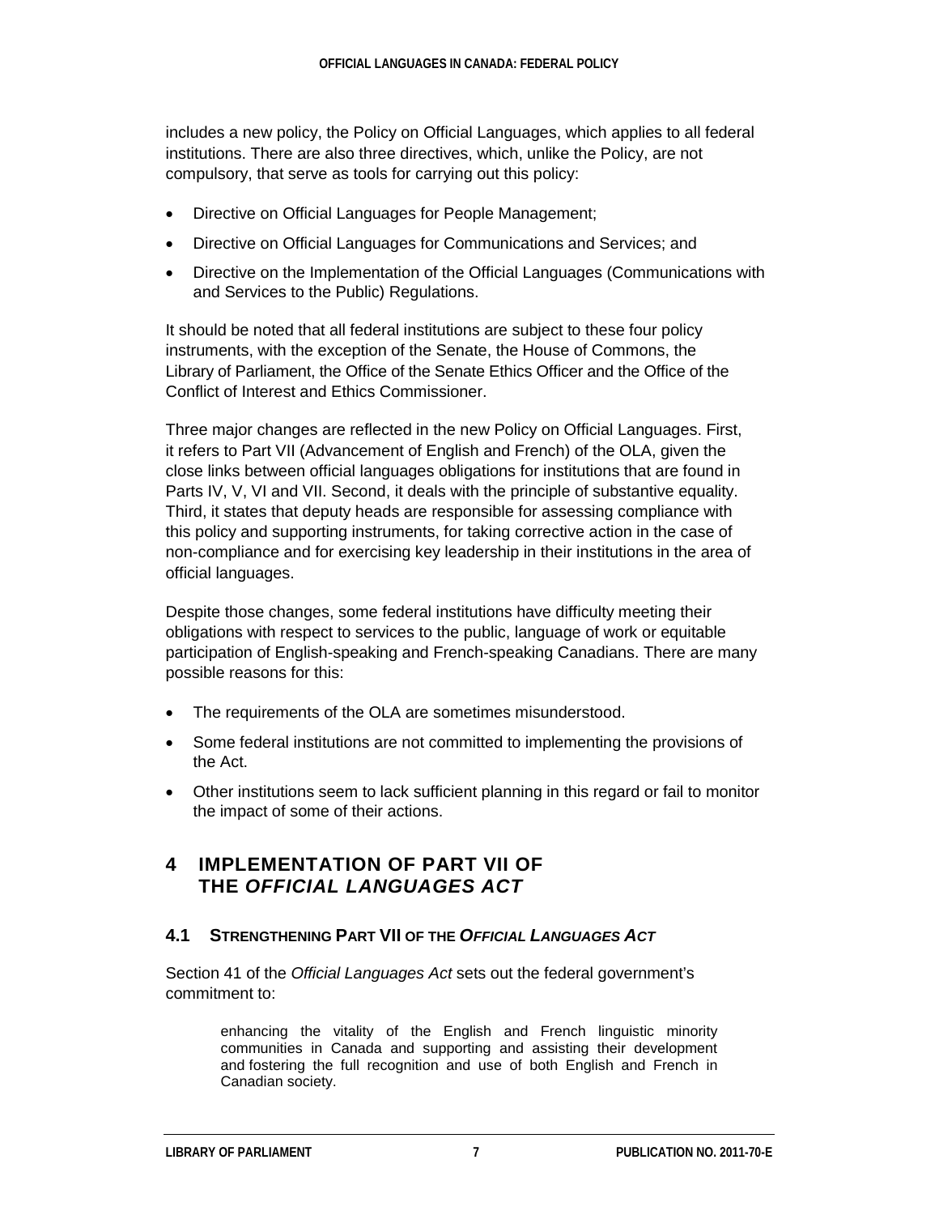includes a new policy, the Policy on Official Languages, which applies to all federal institutions. There are also three directives, which, unlike the Policy, are not compulsory, that serve as tools for carrying out this policy:

- Directive on Official Languages for People Management;
- Directive on Official Languages for Communications and Services; and
- Directive on the Implementation of the Official Languages (Communications with and Services to the Public) Regulations.

It should be noted that all federal institutions are subject to these four policy instruments, with the exception of the Senate, the House of Commons, the Library of Parliament, the Office of the Senate Ethics Officer and the Office of the Conflict of Interest and Ethics Commissioner.

Three major changes are reflected in the new Policy on Official Languages. First, it refers to Part VII (Advancement of English and French) of the OLA, given the close links between official languages obligations for institutions that are found in Parts IV, V, VI and VII. Second, it deals with the principle of substantive equality. Third, it states that deputy heads are responsible for assessing compliance with this policy and supporting instruments, for taking corrective action in the case of non-compliance and for exercising key leadership in their institutions in the area of official languages.

Despite those changes, some federal institutions have difficulty meeting their obligations with respect to services to the public, language of work or equitable participation of English-speaking and French-speaking Canadians. There are many possible reasons for this:

- The requirements of the OLA are sometimes misunderstood.
- Some federal institutions are not committed to implementing the provisions of the Act.
- Other institutions seem to lack sufficient planning in this regard or fail to monitor the impact of some of their actions.

# 4 IMPLEMENTATION OF PART VII OF THE *OFFICIAL LANGUAGES ACT*

## 4.1 STRENGTHENING PART VII OF THE *OFFICIAL LANGUAGES ACT*

Section 41 of the *Official Languages Act* sets out the federal government's commitment to:

> enhancing the vitality of the English and French linguistic minority communities in Canada and supporting and assisting their development and fostering the full recognition and use of both English and French in Canadian society.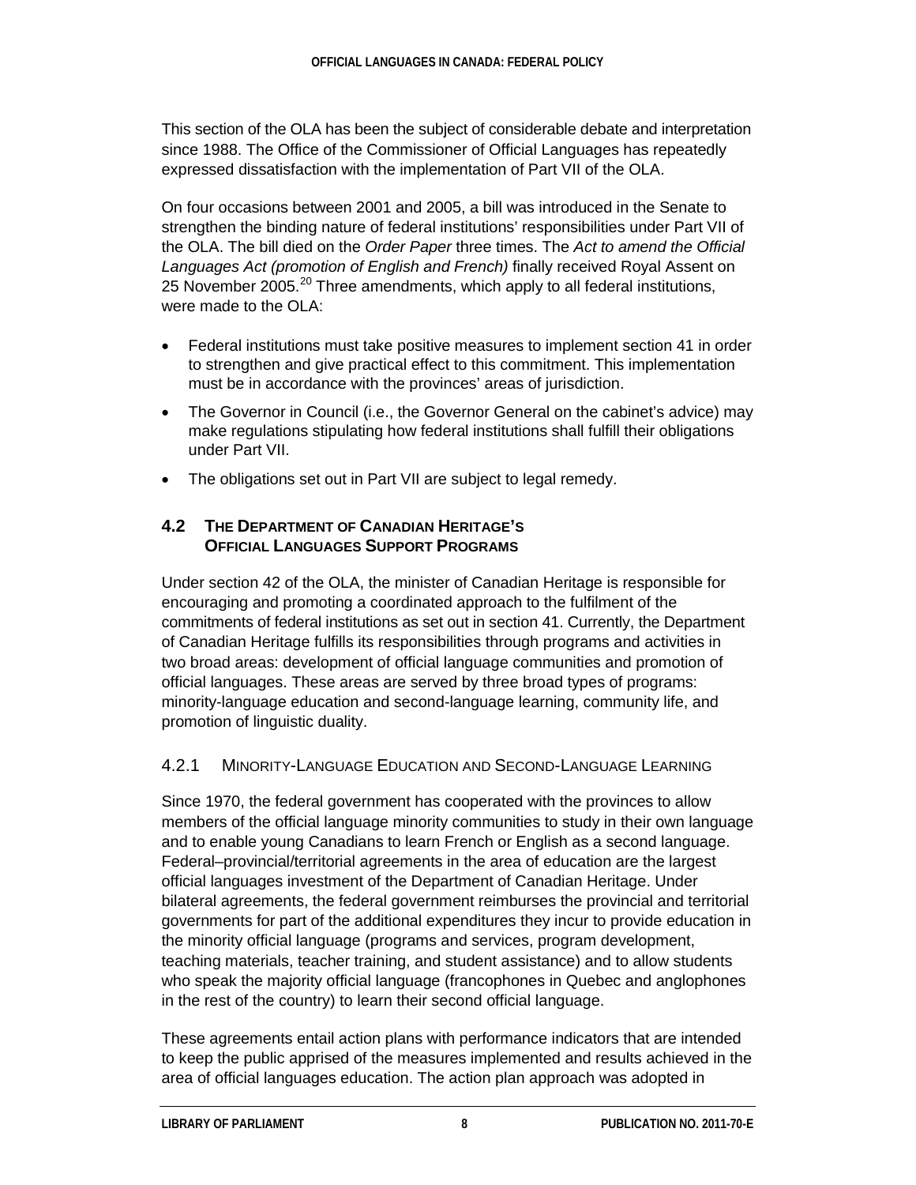This section of the OLA has been the subject of considerable debate and interpretation since 1988. The Office of the Commissioner of Official Languages has repeatedly expressed dissatisfaction with the implementation of Part VII of the OLA.

On four occasions between 2001 and 2005, a bill was introduced in the Senate to strengthen the binding nature of federal institutions' responsibilities under Part VII of the OLA. The bill died on the *Order Paper* three times. The *Act to amend the Official Languages Act (promotion of English and French)* finally received Royal Assent on 25 November 2005.[20] Three amendments, which apply to all federal institutions, were made to the OLA:

- Federal institutions must take positive measures to implement section 41 in order to strengthen and give practical effect to this commitment. This implementation must be in accordance with the provinces' areas of jurisdiction.
- The Governor in Council (i.e., the Governor General on the cabinet's advice) may make regulations stipulating how federal institutions shall fulfill their obligations under Part VII.
- The obligations set out in Part VII are subject to legal remedy.

## 4.2 The Department of Canadian Heritage's Official Languages Support Programs

Under section 42 of the OLA, the minister of Canadian Heritage is responsible for encouraging and promoting a coordinated approach to the fulfilment of the commitments of federal institutions as set out in section 41. Currently, the Department of Canadian Heritage fulfills its responsibilities through programs and activities in two broad areas: development of official language communities and promotion of official languages. These areas are served by three broad types of programs: minority-language education and second-language learning, community life, and promotion of linguistic duality.

### 4.2.1 Minority-Language Education and Second-Language Learning

Since 1970, the federal government has cooperated with the provinces to allow members of the official language minority communities to study in their own language and to enable young Canadians to learn French or English as a second language. Federal–provincial/territorial agreements in the area of education are the largest official languages investment of the Department of Canadian Heritage. Under bilateral agreements, the federal government reimburses the provincial and territorial governments for part of the additional expenditures they incur to provide education in the minority official language (programs and services, program development, teaching materials, teacher training, and student assistance) and to allow students who speak the majority official language (francophones in Quebec and anglophones in the rest of the country) to learn their second official language.

These agreements entail action plans with performance indicators that are intended to keep the public apprised of the measures implemented and results achieved in the area of official languages education. The action plan approach was adopted in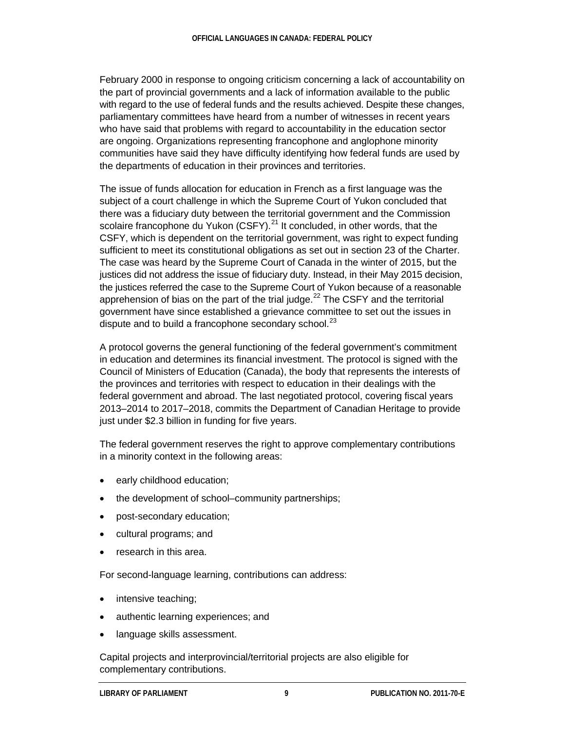February 2000 in response to ongoing criticism concerning a lack of accountability on the part of provincial governments and a lack of information available to the public with regard to the use of federal funds and the results achieved. Despite these changes, parliamentary committees have heard from a number of witnesses in recent years who have said that problems with regard to accountability in the education sector are ongoing. Organizations representing francophone and anglophone minority communities have said they have difficulty identifying how federal funds are used by the departments of education in their provinces and territories.

The issue of funds allocation for education in French as a first language was the subject of a court challenge in which the Supreme Court of Yukon concluded that there was a fiduciary duty between the territorial government and the Commission scolaire francophone du Yukon (CSFY).[21] It concluded, in other words, that the CSFY, which is dependent on the territorial government, was right to expect funding sufficient to meet its constitutional obligations as set out in section 23 of the Charter. The case was heard by the Supreme Court of Canada in the winter of 2015, but the justices did not address the issue of fiduciary duty. Instead, in their May 2015 decision, the justices referred the case to the Supreme Court of Yukon because of a reasonable apprehension of bias on the part of the trial judge.[22] The CSFY and the territorial government have since established a grievance committee to set out the issues in dispute and to build a francophone secondary school.[23]

A protocol governs the general functioning of the federal government's commitment in education and determines its financial investment. The protocol is signed with the Council of Ministers of Education (Canada), the body that represents the interests of the provinces and territories with respect to education in their dealings with the federal government and abroad. The last negotiated protocol, covering fiscal years 2013–2014 to 2017–2018, commits the Department of Canadian Heritage to provide just under $2.3 billion in funding for five years.

The federal government reserves the right to approve complementary contributions in a minority context in the following areas:

- early childhood education;
- the development of school–community partnerships;
- post-secondary education;
- cultural programs; and
- research in this area.

For second-language learning, contributions can address:

- intensive teaching;
- authentic learning experiences; and
- language skills assessment.

Capital projects and interprovincial/territorial projects are also eligible for complementary contributions.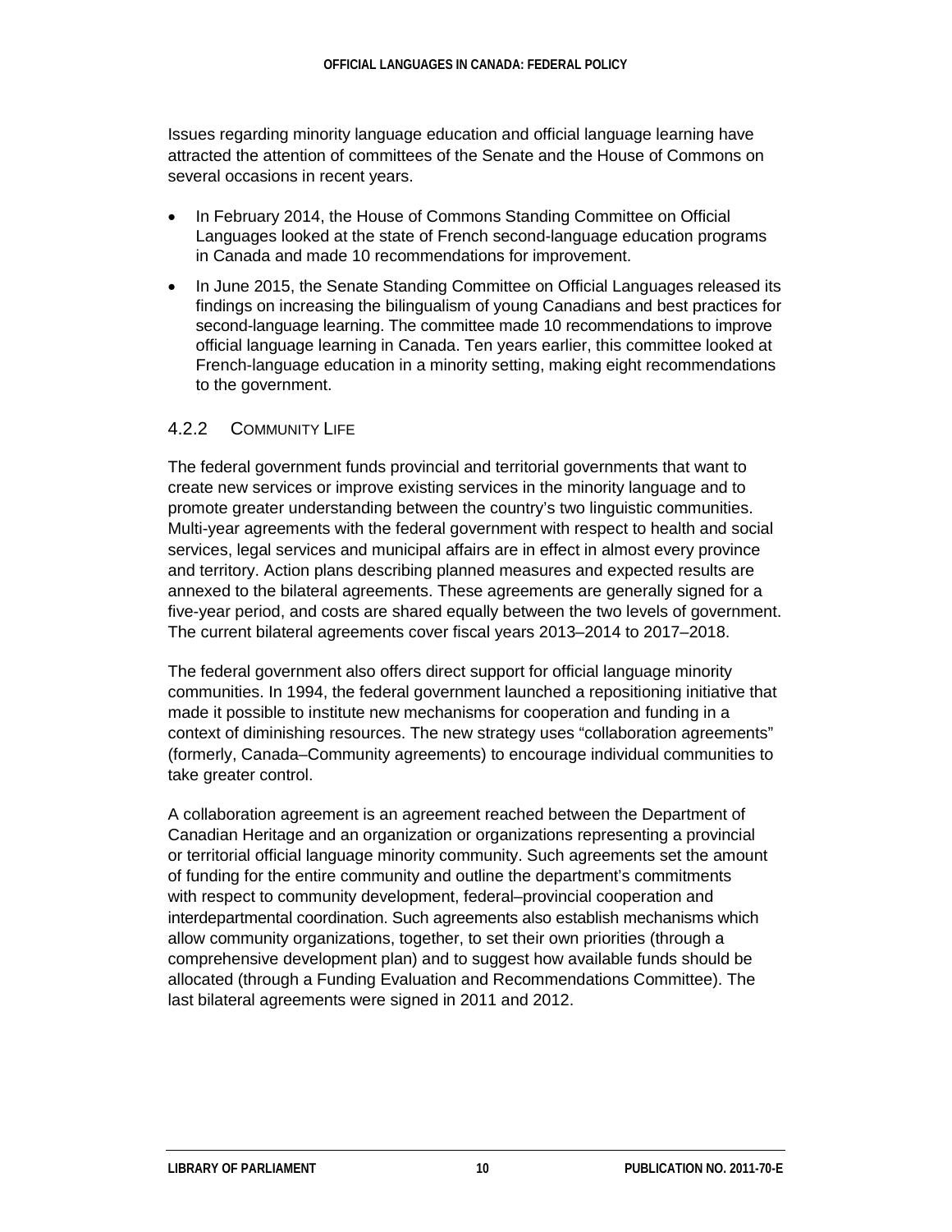Issues regarding minority language education and official language learning have attracted the attention of committees of the Senate and the House of Commons on several occasions in recent years.

- In February 2014, the House of Commons Standing Committee on Official Languages looked at the state of French second-language education programs in Canada and made 10 recommendations for improvement.
- In June 2015, the Senate Standing Committee on Official Languages released its findings on increasing the bilingualism of young Canadians and best practices for second-language learning. The committee made 10 recommendations to improve official language learning in Canada. Ten years earlier, this committee looked at French-language education in a minority setting, making eight recommendations to the government.

#### 4.2.2 Community Life

The federal government funds provincial and territorial governments that want to create new services or improve existing services in the minority language and to promote greater understanding between the country's two linguistic communities. Multi-year agreements with the federal government with respect to health and social services, legal services and municipal affairs are in effect in almost every province and territory. Action plans describing planned measures and expected results are annexed to the bilateral agreements. These agreements are generally signed for a five-year period, and costs are shared equally between the two levels of government. The current bilateral agreements cover fiscal years 2013–2014 to 2017–2018.

The federal government also offers direct support for official language minority communities. In 1994, the federal government launched a repositioning initiative that made it possible to institute new mechanisms for cooperation and funding in a context of diminishing resources. The new strategy uses "collaboration agreements" (formerly, Canada–Community agreements) to encourage individual communities to take greater control.

A collaboration agreement is an agreement reached between the Department of Canadian Heritage and an organization or organizations representing a provincial or territorial official language minority community. Such agreements set the amount of funding for the entire community and outline the department's commitments with respect to community development, federal–provincial cooperation and interdepartmental coordination. Such agreements also establish mechanisms which allow community organizations, together, to set their own priorities (through a comprehensive development plan) and to suggest how available funds should be allocated (through a Funding Evaluation and Recommendations Committee). The last bilateral agreements were signed in 2011 and 2012.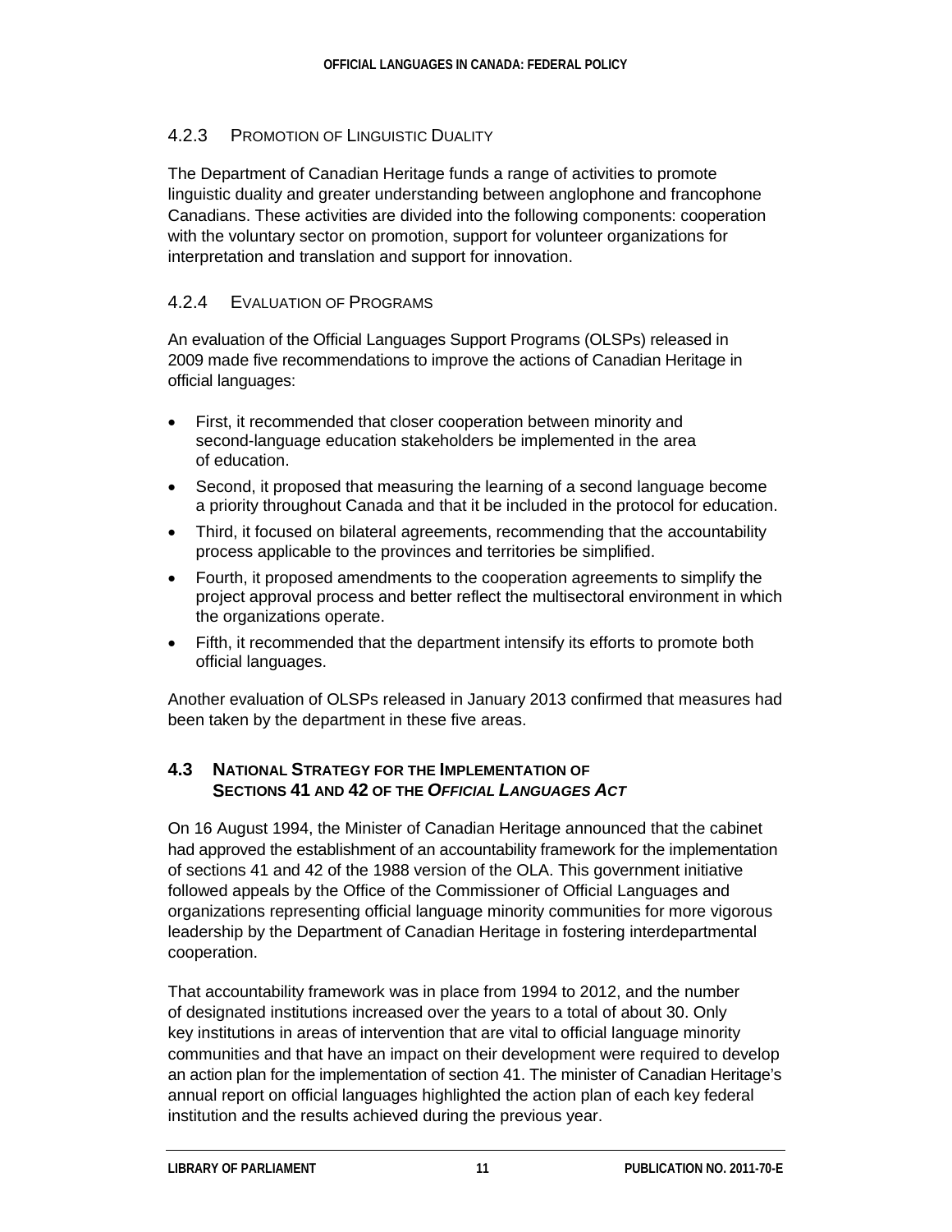### 4.2.3 Promotion of Linguistic Duality

The Department of Canadian Heritage funds a range of activities to promote linguistic duality and greater understanding between anglophone and francophone Canadians. These activities are divided into the following components: cooperation with the voluntary sector on promotion, support for volunteer organizations for interpretation and translation and support for innovation.

### 4.2.4 Evaluation of Programs

An evaluation of the Official Languages Support Programs (OLSPs) released in 2009 made five recommendations to improve the actions of Canadian Heritage in official languages:

- First, it recommended that closer cooperation between minority and second-language education stakeholders be implemented in the area of education.
- Second, it proposed that measuring the learning of a second language become a priority throughout Canada and that it be included in the protocol for education.
- Third, it focused on bilateral agreements, recommending that the accountability process applicable to the provinces and territories be simplified.
- Fourth, it proposed amendments to the cooperation agreements to simplify the project approval process and better reflect the multisectoral environment in which the organizations operate.
- Fifth, it recommended that the department intensify its efforts to promote both official languages.

Another evaluation of OLSPs released in January 2013 confirmed that measures had been taken by the department in these five areas.

## 4.3 National Strategy for the Implementation of Sections 41 and 42 of the *Official Languages Act*

On 16 August 1994, the Minister of Canadian Heritage announced that the cabinet had approved the establishment of an accountability framework for the implementation of sections 41 and 42 of the 1988 version of the OLA. This government initiative followed appeals by the Office of the Commissioner of Official Languages and organizations representing official language minority communities for more vigorous leadership by the Department of Canadian Heritage in fostering interdepartmental cooperation.

That accountability framework was in place from 1994 to 2012, and the number of designated institutions increased over the years to a total of about 30. Only key institutions in areas of intervention that are vital to official language minority communities and that have an impact on their development were required to develop an action plan for the implementation of section 41. The minister of Canadian Heritage's annual report on official languages highlighted the action plan of each key federal institution and the results achieved during the previous year.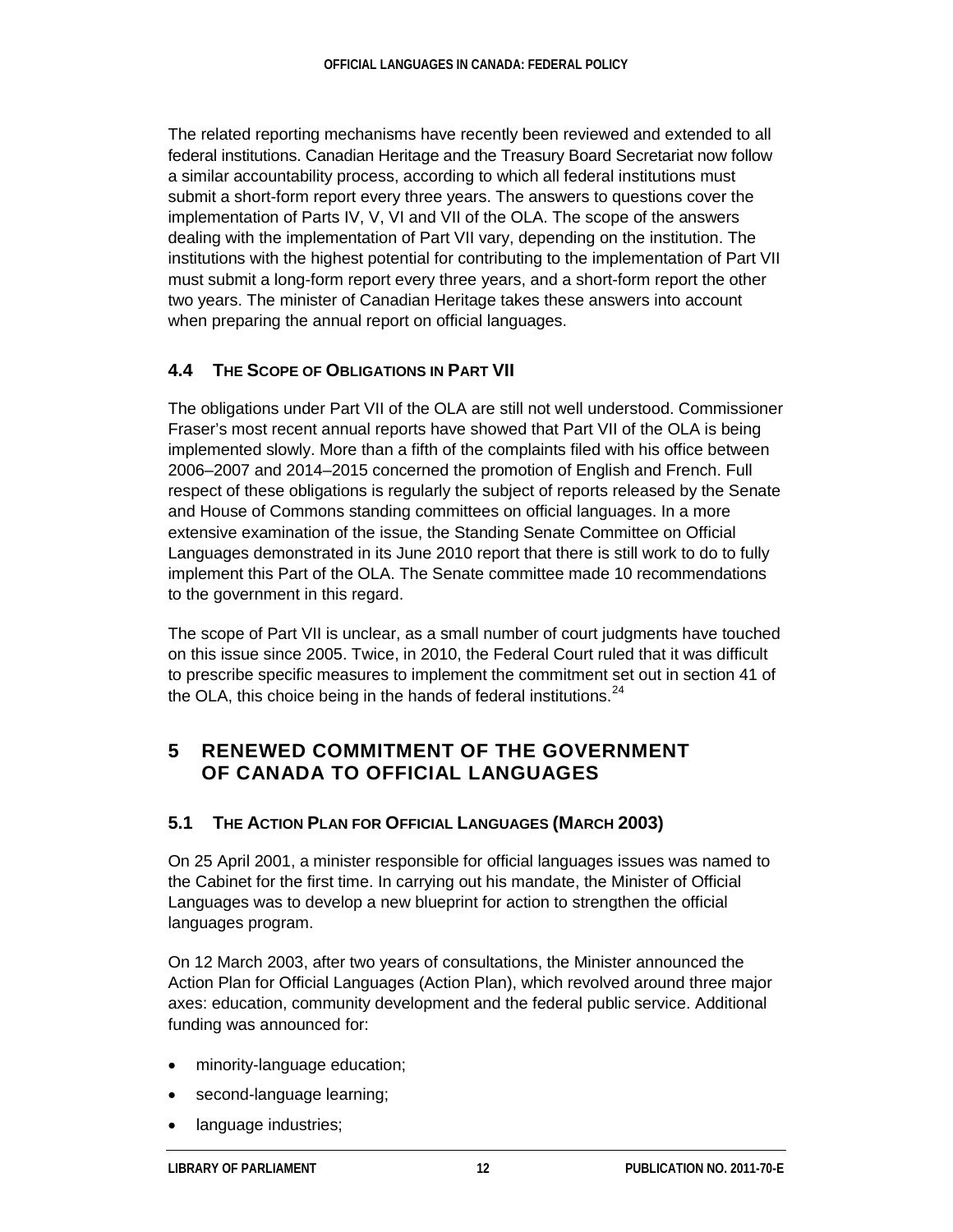The related reporting mechanisms have recently been reviewed and extended to all federal institutions. Canadian Heritage and the Treasury Board Secretariat now follow a similar accountability process, according to which all federal institutions must submit a short-form report every three years. The answers to questions cover the implementation of Parts IV, V, VI and VII of the OLA. The scope of the answers dealing with the implementation of Part VII vary, depending on the institution. The institutions with the highest potential for contributing to the implementation of Part VII must submit a long-form report every three years, and a short-form report the other two years. The minister of Canadian Heritage takes these answers into account when preparing the annual report on official languages.

### 4.4 The Scope of Obligations in Part VII

The obligations under Part VII of the OLA are still not well understood. Commissioner Fraser's most recent annual reports have showed that Part VII of the OLA is being implemented slowly. More than a fifth of the complaints filed with his office between 2006–2007 and 2014–2015 concerned the promotion of English and French. Full respect of these obligations is regularly the subject of reports released by the Senate and House of Commons standing committees on official languages. In a more extensive examination of the issue, the Standing Senate Committee on Official Languages demonstrated in its June 2010 report that there is still work to do to fully implement this Part of the OLA. The Senate committee made 10 recommendations to the government in this regard.

The scope of Part VII is unclear, as a small number of court judgments have touched on this issue since 2005. Twice, in 2010, the Federal Court ruled that it was difficult to prescribe specific measures to implement the commitment set out in section 41 of the OLA, this choice being in the hands of federal institutions.[24]

## 5 Renewed Commitment of the Government of Canada to Official Languages

### 5.1 The Action Plan for Official Languages (March 2003)

On 25 April 2001, a minister responsible for official languages issues was named to the Cabinet for the first time. In carrying out his mandate, the Minister of Official Languages was to develop a new blueprint for action to strengthen the official languages program.

On 12 March 2003, after two years of consultations, the Minister announced the Action Plan for Official Languages (Action Plan), which revolved around three major axes: education, community development and the federal public service. Additional funding was announced for:

- minority-language education;
- second-language learning;
- language industries;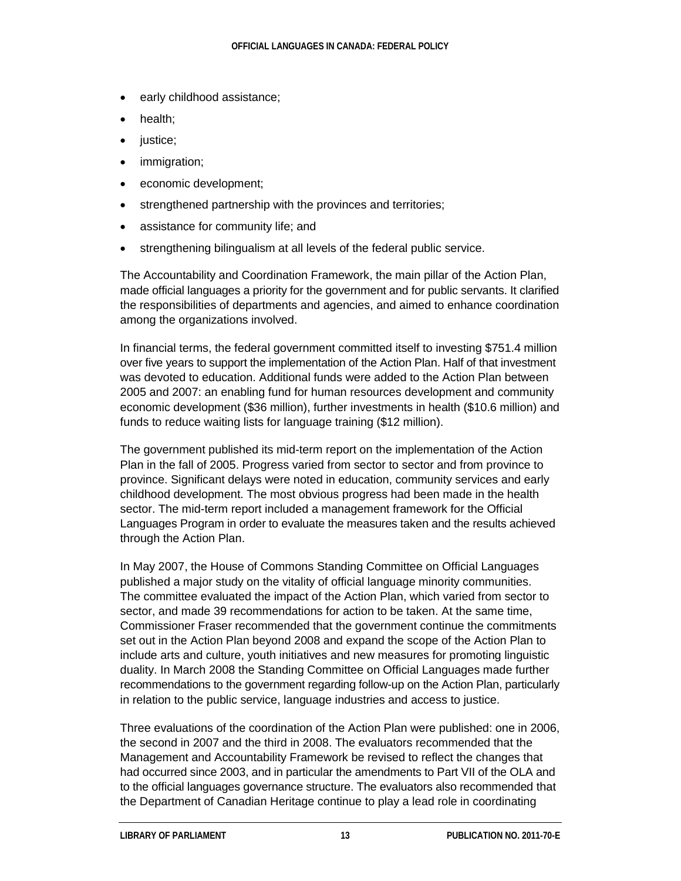- early childhood assistance;
- health;
- justice;
- immigration;
- economic development;
- strengthened partnership with the provinces and territories;
- assistance for community life; and
- strengthening bilingualism at all levels of the federal public service.

The Accountability and Coordination Framework, the main pillar of the Action Plan, made official languages a priority for the government and for public servants. It clarified the responsibilities of departments and agencies, and aimed to enhance coordination among the organizations involved.

In financial terms, the federal government committed itself to investing $751.4 million over five years to support the implementation of the Action Plan. Half of that investment was devoted to education. Additional funds were added to the Action Plan between 2005 and 2007: an enabling fund for human resources development and community economic development ($36 million), further investments in health ($10.6 million) and funds to reduce waiting lists for language training ($12 million).

The government published its mid-term report on the implementation of the Action Plan in the fall of 2005. Progress varied from sector to sector and from province to province. Significant delays were noted in education, community services and early childhood development. The most obvious progress had been made in the health sector. The mid-term report included a management framework for the Official Languages Program in order to evaluate the measures taken and the results achieved through the Action Plan.

In May 2007, the House of Commons Standing Committee on Official Languages published a major study on the vitality of official language minority communities. The committee evaluated the impact of the Action Plan, which varied from sector to sector, and made 39 recommendations for action to be taken. At the same time, Commissioner Fraser recommended that the government continue the commitments set out in the Action Plan beyond 2008 and expand the scope of the Action Plan to include arts and culture, youth initiatives and new measures for promoting linguistic duality. In March 2008 the Standing Committee on Official Languages made further recommendations to the government regarding follow-up on the Action Plan, particularly in relation to the public service, language industries and access to justice.

Three evaluations of the coordination of the Action Plan were published: one in 2006, the second in 2007 and the third in 2008. The evaluators recommended that the Management and Accountability Framework be revised to reflect the changes that had occurred since 2003, and in particular the amendments to Part VII of the OLA and to the official languages governance structure. The evaluators also recommended that the Department of Canadian Heritage continue to play a lead role in coordinating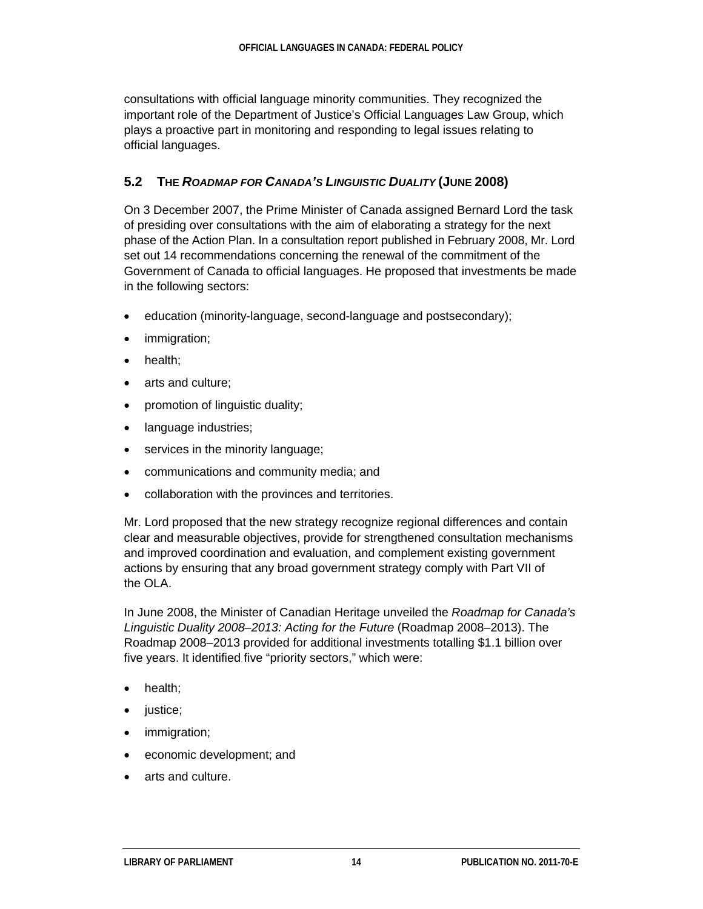consultations with official language minority communities. They recognized the important role of the Department of Justice's Official Languages Law Group, which plays a proactive part in monitoring and responding to legal issues relating to official languages.

### 5.2 The *Roadmap for Canada's Linguistic Duality* (June 2008)

On 3 December 2007, the Prime Minister of Canada assigned Bernard Lord the task of presiding over consultations with the aim of elaborating a strategy for the next phase of the Action Plan. In a consultation report published in February 2008, Mr. Lord set out 14 recommendations concerning the renewal of the commitment of the Government of Canada to official languages. He proposed that investments be made in the following sectors:

- education (minority-language, second-language and postsecondary);
- immigration;
- health;
- arts and culture;
- promotion of linguistic duality;
- language industries;
- services in the minority language;
- communications and community media; and
- collaboration with the provinces and territories.

Mr. Lord proposed that the new strategy recognize regional differences and contain clear and measurable objectives, provide for strengthened consultation mechanisms and improved coordination and evaluation, and complement existing government actions by ensuring that any broad government strategy comply with Part VII of the OLA.

In June 2008, the Minister of Canadian Heritage unveiled the *Roadmap for Canada's Linguistic Duality 2008–2013: Acting for the Future* (Roadmap 2008–2013). The Roadmap 2008–2013 provided for additional investments totalling $1.1 billion over five years. It identified five "priority sectors," which were:

- health;
- justice;
- immigration;
- economic development; and
- arts and culture.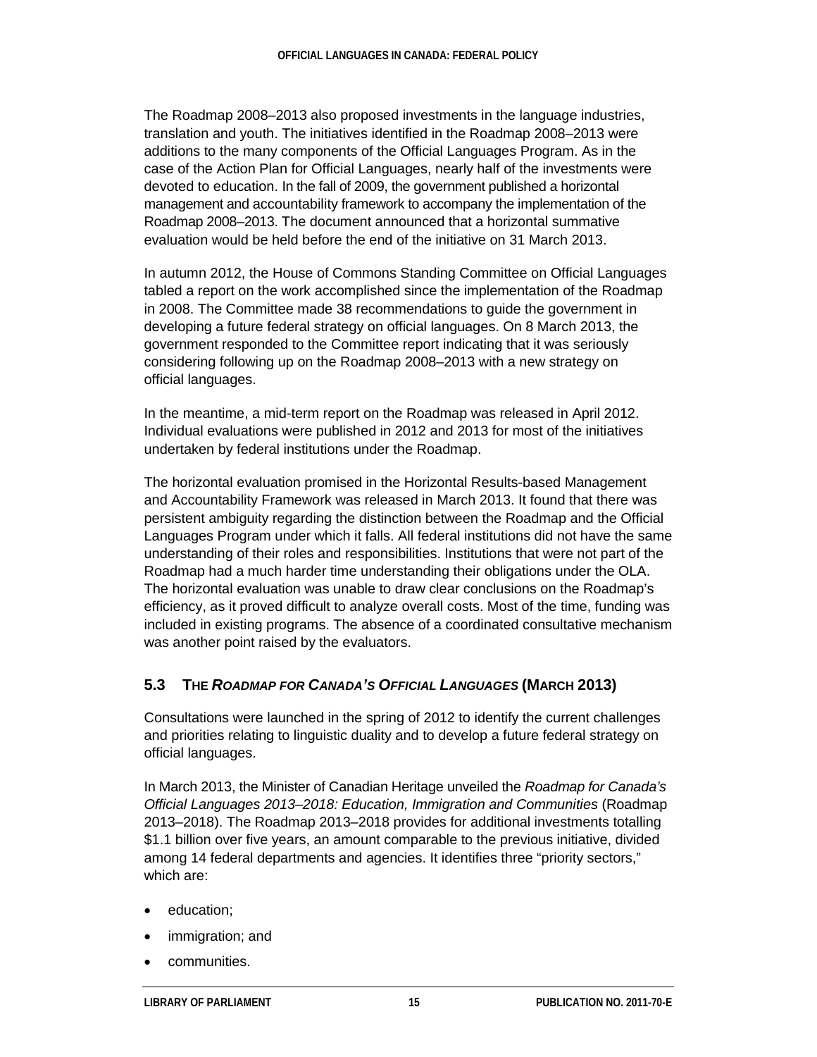The Roadmap 2008–2013 also proposed investments in the language industries, translation and youth. The initiatives identified in the Roadmap 2008–2013 were additions to the many components of the Official Languages Program. As in the case of the Action Plan for Official Languages, nearly half of the investments were devoted to education. In the fall of 2009, the government published a horizontal management and accountability framework to accompany the implementation of the Roadmap 2008–2013. The document announced that a horizontal summative evaluation would be held before the end of the initiative on 31 March 2013.

In autumn 2012, the House of Commons Standing Committee on Official Languages tabled a report on the work accomplished since the implementation of the Roadmap in 2008. The Committee made 38 recommendations to guide the government in developing a future federal strategy on official languages. On 8 March 2013, the government responded to the Committee report indicating that it was seriously considering following up on the Roadmap 2008–2013 with a new strategy on official languages.

In the meantime, a mid-term report on the Roadmap was released in April 2012. Individual evaluations were published in 2012 and 2013 for most of the initiatives undertaken by federal institutions under the Roadmap.

The horizontal evaluation promised in the Horizontal Results-based Management and Accountability Framework was released in March 2013. It found that there was persistent ambiguity regarding the distinction between the Roadmap and the Official Languages Program under which it falls. All federal institutions did not have the same understanding of their roles and responsibilities. Institutions that were not part of the Roadmap had a much harder time understanding their obligations under the OLA. The horizontal evaluation was unable to draw clear conclusions on the Roadmap's efficiency, as it proved difficult to analyze overall costs. Most of the time, funding was included in existing programs. The absence of a coordinated consultative mechanism was another point raised by the evaluators.

### 5.3 The *Roadmap for Canada's Official Languages* (March 2013)

Consultations were launched in the spring of 2012 to identify the current challenges and priorities relating to linguistic duality and to develop a future federal strategy on official languages.

In March 2013, the Minister of Canadian Heritage unveiled the *Roadmap for Canada's Official Languages 2013–2018: Education, Immigration and Communities* (Roadmap 2013–2018). The Roadmap 2013–2018 provides for additional investments totalling $1.1 billion over five years, an amount comparable to the previous initiative, divided among 14 federal departments and agencies. It identifies three "priority sectors," which are:

- education;
- immigration; and
- communities.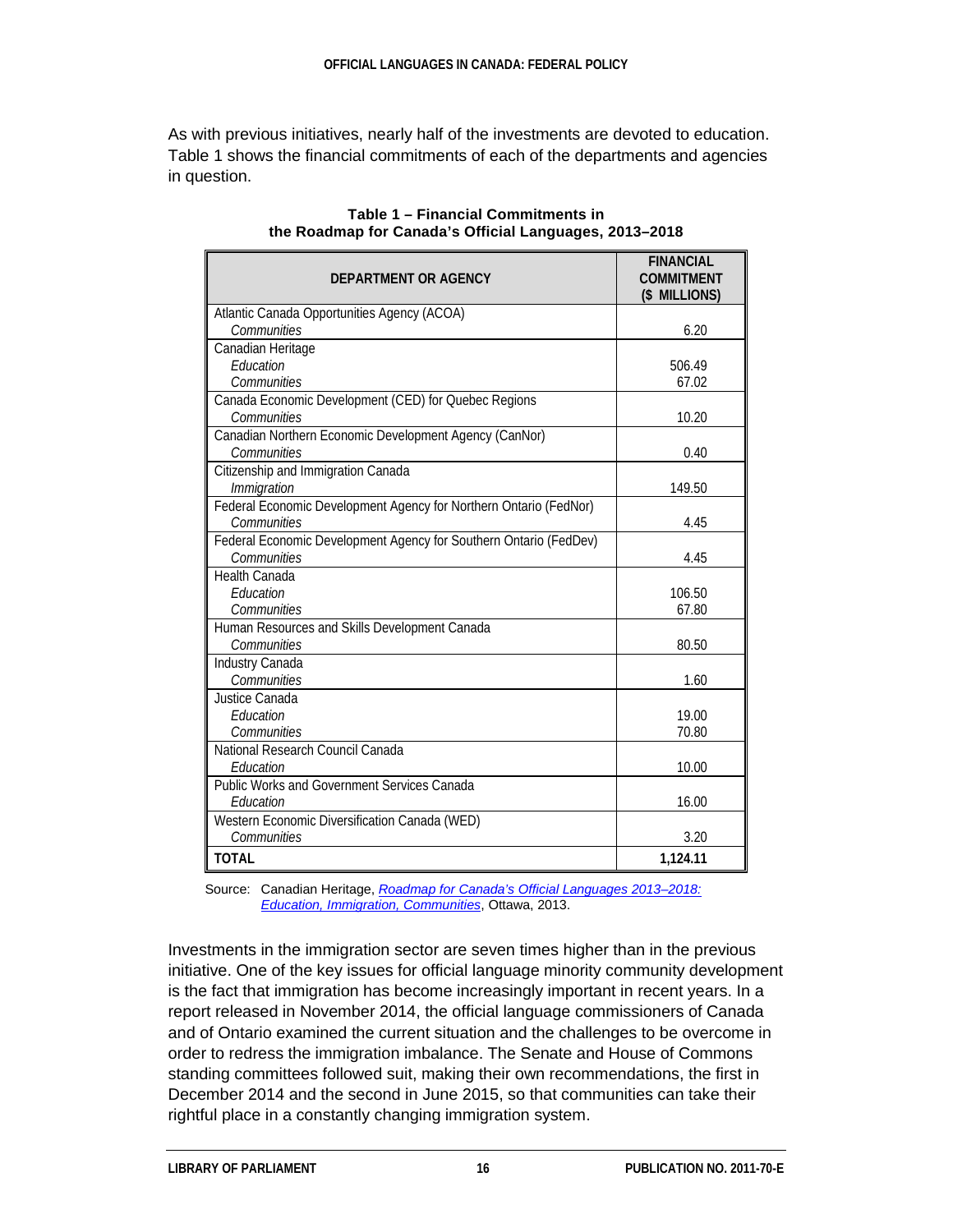As with previous initiatives, nearly half of the investments are devoted to education. Table 1 shows the financial commitments of each of the departments and agencies in question.

**Table 1 – Financial Commitments in the Roadmap for Canada's Official Languages, 2013–2018**

| DEPARTMENT OR AGENCY | FINANCIAL COMMITMENT ($ MILLIONS) |
|---|---|
| Atlantic Canada Opportunities Agency (ACOA) | |
| *Communities* | 6.20 |
| Canadian Heritage | |
| *Education* | 506.49 |
| *Communities* | 67.02 |
| Canada Economic Development (CED) for Quebec Regions | |
| *Communities* | 10.20 |
| Canadian Northern Economic Development Agency (CanNor) | |
| *Communities* | 0.40 |
| Citizenship and Immigration Canada | |
| *Immigration* | 149.50 |
| Federal Economic Development Agency for Northern Ontario (FedNor) | |
| *Communities* | 4.45 |
| Federal Economic Development Agency for Southern Ontario (FedDev) | |
| *Communities* | 4.45 |
| Health Canada | |
| *Education* | 106.50 |
| *Communities* | 67.80 |
| Human Resources and Skills Development Canada | |
| *Communities* | 80.50 |
| Industry Canada | |
| *Communities* | 1.60 |
| Justice Canada | |
| *Education* | 19.00 |
| *Communities* | 70.80 |
| National Research Council Canada | |
| *Education* | 10.00 |
| Public Works and Government Services Canada | |
| *Education* | 16.00 |
| Western Economic Diversification Canada (WED) | |
| *Communities* | 3.20 |
| **TOTAL** | **1,124.11** |

Source: Canadian Heritage, *Roadmap for Canada's Official Languages 2013–2018: Education, Immigration, Communities*, Ottawa, 2013.

Investments in the immigration sector are seven times higher than in the previous initiative. One of the key issues for official language minority community development is the fact that immigration has become increasingly important in recent years. In a report released in November 2014, the official language commissioners of Canada and of Ontario examined the current situation and the challenges to be overcome in order to redress the immigration imbalance. The Senate and House of Commons standing committees followed suit, making their own recommendations, the first in December 2014 and the second in June 2015, so that communities can take their rightful place in a constantly changing immigration system.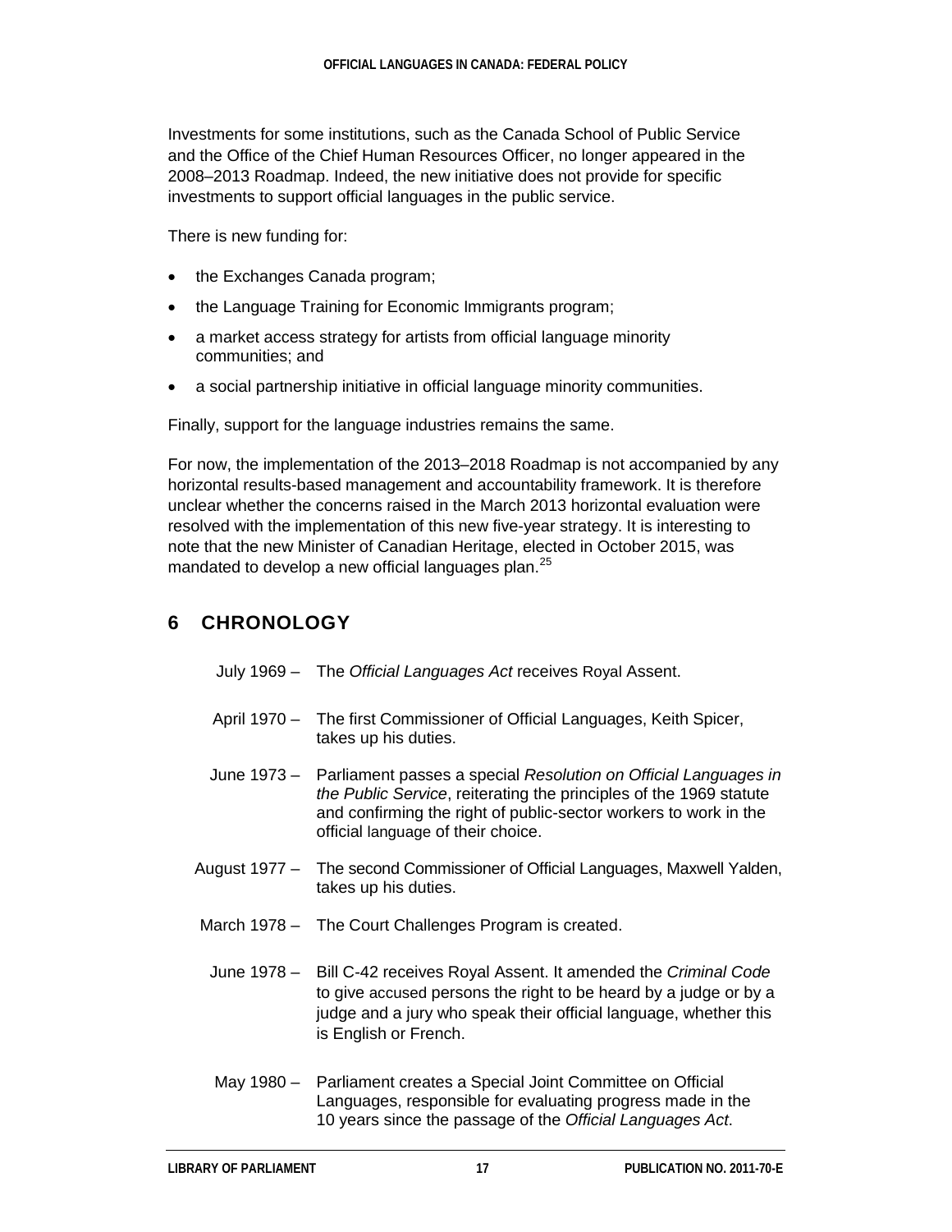Investments for some institutions, such as the Canada School of Public Service and the Office of the Chief Human Resources Officer, no longer appeared in the 2008–2013 Roadmap. Indeed, the new initiative does not provide for specific investments to support official languages in the public service.

There is new funding for:

- the Exchanges Canada program;
- the Language Training for Economic Immigrants program;
- a market access strategy for artists from official language minority communities; and
- a social partnership initiative in official language minority communities.

Finally, support for the language industries remains the same.

For now, the implementation of the 2013–2018 Roadmap is not accompanied by any horizontal results-based management and accountability framework. It is therefore unclear whether the concerns raised in the March 2013 horizontal evaluation were resolved with the implementation of this new five-year strategy. It is interesting to note that the new Minister of Canadian Heritage, elected in October 2015, was mandated to develop a new official languages plan.[25]

## 6 CHRONOLOGY

July 1969 – The *Official Languages Act* receives Royal Assent.

April 1970 – The first Commissioner of Official Languages, Keith Spicer, takes up his duties.

June 1973 – Parliament passes a special *Resolution on Official Languages in the Public Service*, reiterating the principles of the 1969 statute and confirming the right of public-sector workers to work in the official language of their choice.

August 1977 – The second Commissioner of Official Languages, Maxwell Yalden, takes up his duties.

March 1978 – The Court Challenges Program is created.

June 1978 – Bill C-42 receives Royal Assent. It amended the *Criminal Code* to give accused persons the right to be heard by a judge or by a judge and a jury who speak their official language, whether this is English or French.

May 1980 – Parliament creates a Special Joint Committee on Official Languages, responsible for evaluating progress made in the 10 years since the passage of the *Official Languages Act*.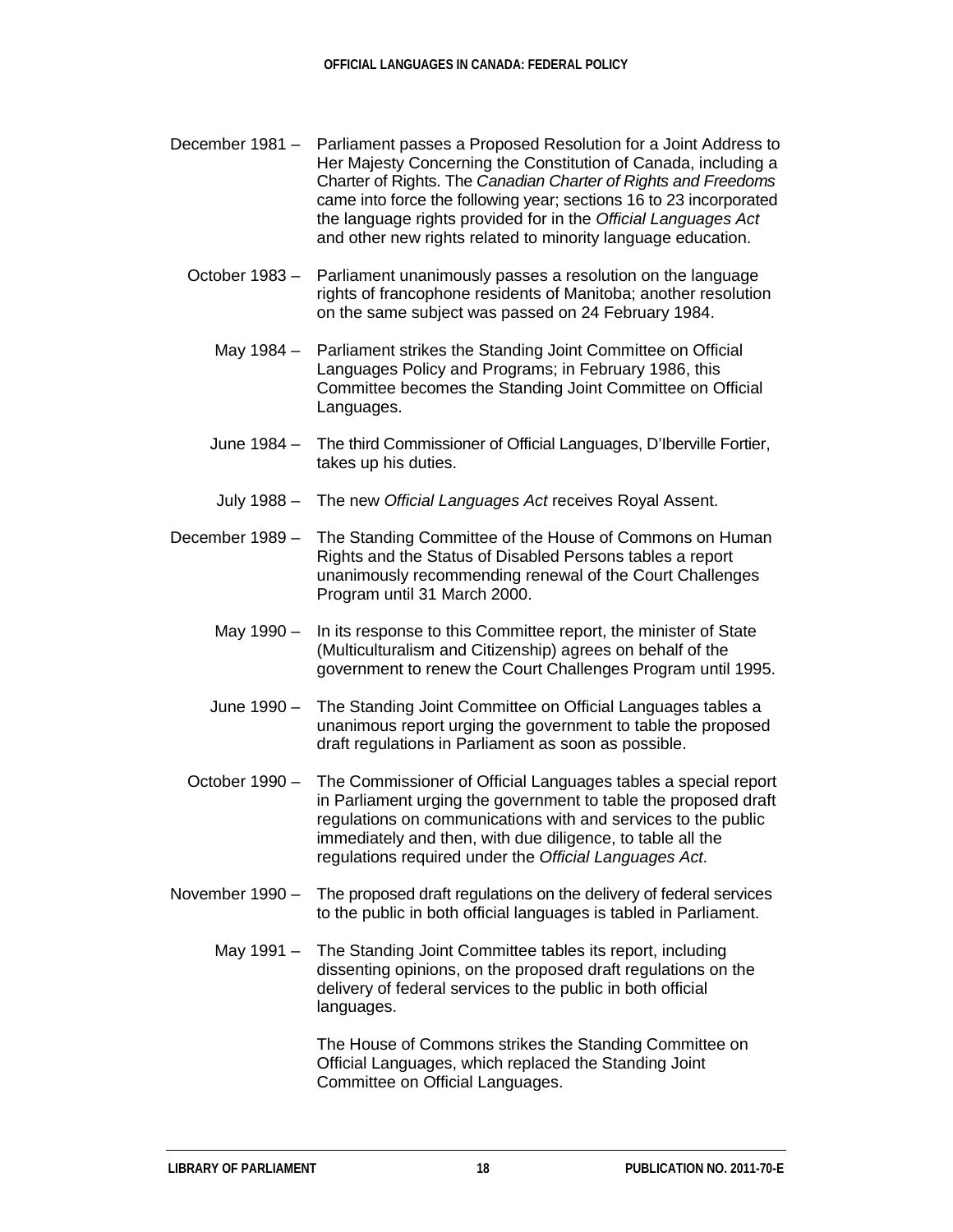December 1981 – Parliament passes a Proposed Resolution for a Joint Address to Her Majesty Concerning the Constitution of Canada, including a Charter of Rights. The *Canadian Charter of Rights and Freedoms* came into force the following year; sections 16 to 23 incorporated the language rights provided for in the *Official Languages Act* and other new rights related to minority language education.

October 1983 – Parliament unanimously passes a resolution on the language rights of francophone residents of Manitoba; another resolution on the same subject was passed on 24 February 1984.

May 1984 – Parliament strikes the Standing Joint Committee on Official Languages Policy and Programs; in February 1986, this Committee becomes the Standing Joint Committee on Official Languages.

June 1984 – The third Commissioner of Official Languages, D'Iberville Fortier, takes up his duties.

July 1988 – The new *Official Languages Act* receives Royal Assent.

December 1989 – The Standing Committee of the House of Commons on Human Rights and the Status of Disabled Persons tables a report unanimously recommending renewal of the Court Challenges Program until 31 March 2000.

May 1990 – In its response to this Committee report, the minister of State (Multiculturalism and Citizenship) agrees on behalf of the government to renew the Court Challenges Program until 1995.

June 1990 – The Standing Joint Committee on Official Languages tables a unanimous report urging the government to table the proposed draft regulations in Parliament as soon as possible.

October 1990 – The Commissioner of Official Languages tables a special report in Parliament urging the government to table the proposed draft regulations on communications with and services to the public immediately and then, with due diligence, to table all the regulations required under the *Official Languages Act*.

November 1990 – The proposed draft regulations on the delivery of federal services to the public in both official languages is tabled in Parliament.

May 1991 – The Standing Joint Committee tables its report, including dissenting opinions, on the proposed draft regulations on the delivery of federal services to the public in both official languages.

The House of Commons strikes the Standing Committee on Official Languages, which replaced the Standing Joint Committee on Official Languages.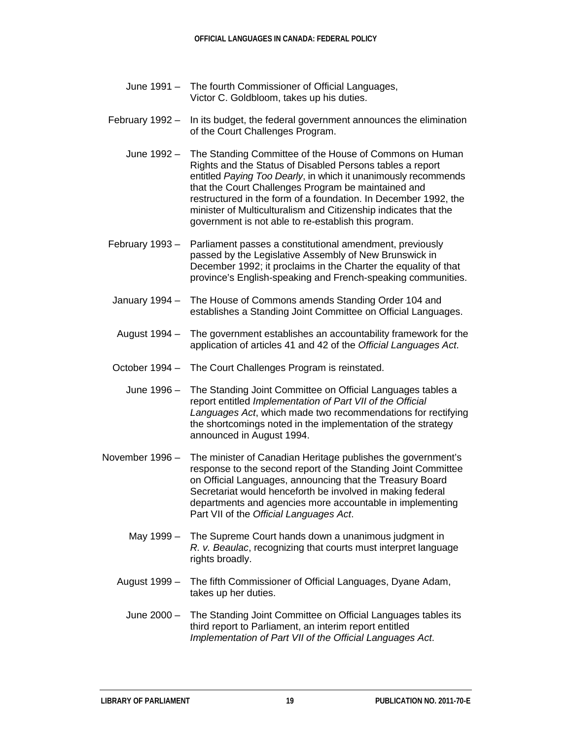June 1991 – The fourth Commissioner of Official Languages, Victor C. Goldbloom, takes up his duties.

February 1992 – In its budget, the federal government announces the elimination of the Court Challenges Program.

June 1992 – The Standing Committee of the House of Commons on Human Rights and the Status of Disabled Persons tables a report entitled *Paying Too Dearly*, in which it unanimously recommends that the Court Challenges Program be maintained and restructured in the form of a foundation. In December 1992, the minister of Multiculturalism and Citizenship indicates that the government is not able to re-establish this program.

February 1993 – Parliament passes a constitutional amendment, previously passed by the Legislative Assembly of New Brunswick in December 1992; it proclaims in the Charter the equality of that province's English-speaking and French-speaking communities.

January 1994 – The House of Commons amends Standing Order 104 and establishes a Standing Joint Committee on Official Languages.

August 1994 – The government establishes an accountability framework for the application of articles 41 and 42 of the *Official Languages Act*.

October 1994 – The Court Challenges Program is reinstated.

June 1996 – The Standing Joint Committee on Official Languages tables a report entitled *Implementation of Part VII of the Official Languages Act*, which made two recommendations for rectifying the shortcomings noted in the implementation of the strategy announced in August 1994.

November 1996 – The minister of Canadian Heritage publishes the government's response to the second report of the Standing Joint Committee on Official Languages, announcing that the Treasury Board Secretariat would henceforth be involved in making federal departments and agencies more accountable in implementing Part VII of the *Official Languages Act*.

May 1999 – The Supreme Court hands down a unanimous judgment in *R. v. Beaulac*, recognizing that courts must interpret language rights broadly.

August 1999 – The fifth Commissioner of Official Languages, Dyane Adam, takes up her duties.

June 2000 – The Standing Joint Committee on Official Languages tables its third report to Parliament, an interim report entitled *Implementation of Part VII of the Official Languages Act*.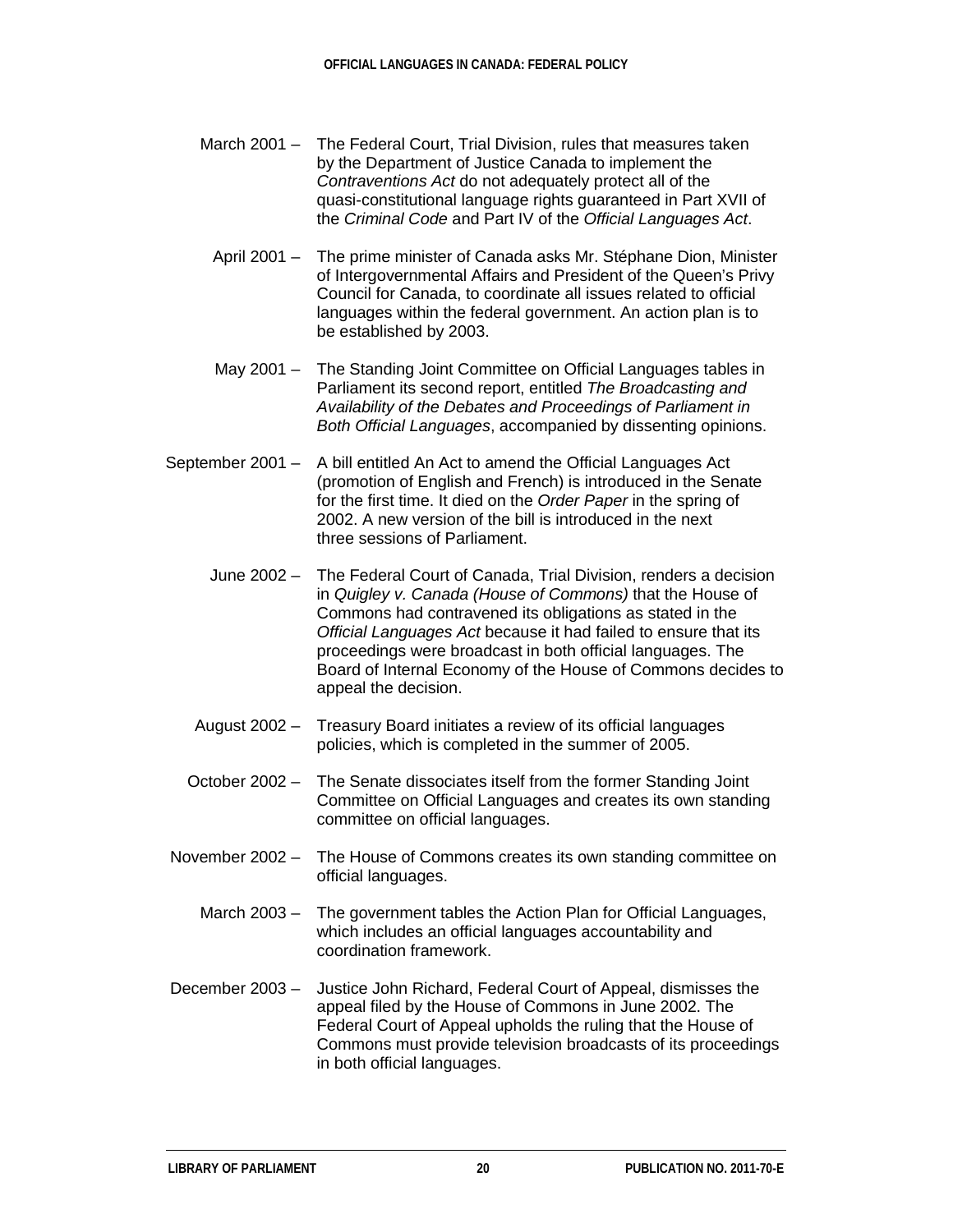March 2001 – The Federal Court, Trial Division, rules that measures taken by the Department of Justice Canada to implement the *Contraventions Act* do not adequately protect all of the quasi-constitutional language rights guaranteed in Part XVII of the *Criminal Code* and Part IV of the *Official Languages Act*.

April 2001 – The prime minister of Canada asks Mr. Stéphane Dion, Minister of Intergovernmental Affairs and President of the Queen's Privy Council for Canada, to coordinate all issues related to official languages within the federal government. An action plan is to be established by 2003.

May 2001 – The Standing Joint Committee on Official Languages tables in Parliament its second report, entitled *The Broadcasting and Availability of the Debates and Proceedings of Parliament in Both Official Languages*, accompanied by dissenting opinions.

September 2001 – A bill entitled An Act to amend the Official Languages Act (promotion of English and French) is introduced in the Senate for the first time. It died on the *Order Paper* in the spring of 2002. A new version of the bill is introduced in the next three sessions of Parliament.

June 2002 – The Federal Court of Canada, Trial Division, renders a decision in *Quigley v. Canada (House of Commons)* that the House of Commons had contravened its obligations as stated in the *Official Languages Act* because it had failed to ensure that its proceedings were broadcast in both official languages. The Board of Internal Economy of the House of Commons decides to appeal the decision.

August 2002 – Treasury Board initiates a review of its official languages policies, which is completed in the summer of 2005.

October 2002 – The Senate dissociates itself from the former Standing Joint Committee on Official Languages and creates its own standing committee on official languages.

November 2002 – The House of Commons creates its own standing committee on official languages.

March 2003 – The government tables the Action Plan for Official Languages, which includes an official languages accountability and coordination framework.

December 2003 – Justice John Richard, Federal Court of Appeal, dismisses the appeal filed by the House of Commons in June 2002. The Federal Court of Appeal upholds the ruling that the House of Commons must provide television broadcasts of its proceedings in both official languages.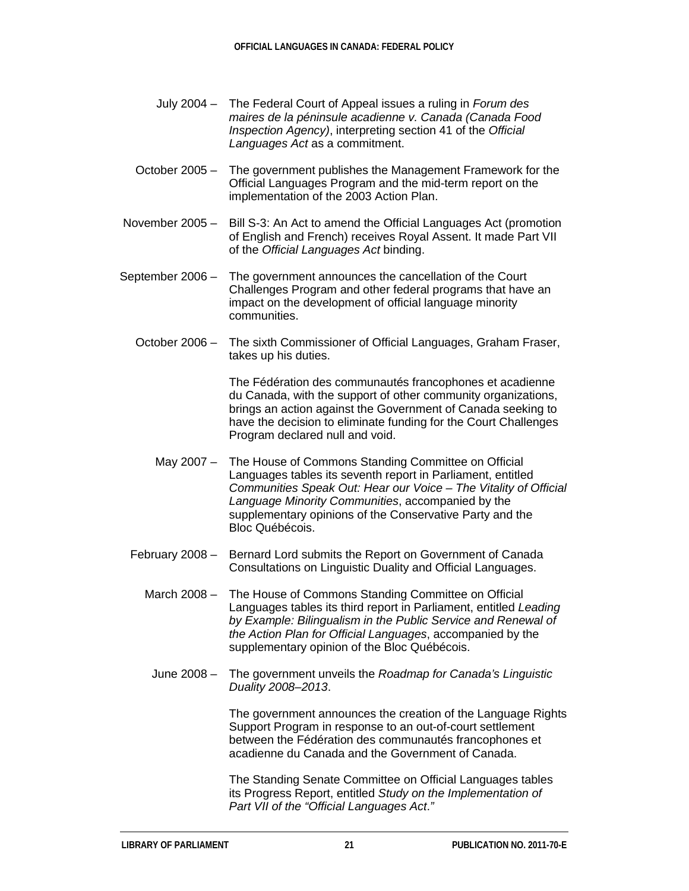July 2004 – The Federal Court of Appeal issues a ruling in *Forum des maires de la péninsule acadienne v. Canada (Canada Food Inspection Agency)*, interpreting section 41 of the *Official Languages Act* as a commitment.

October 2005 – The government publishes the Management Framework for the Official Languages Program and the mid-term report on the implementation of the 2003 Action Plan.

November 2005 – Bill S-3: An Act to amend the Official Languages Act (promotion of English and French) receives Royal Assent. It made Part VII of the *Official Languages Act* binding.

September 2006 – The government announces the cancellation of the Court Challenges Program and other federal programs that have an impact on the development of official language minority communities.

October 2006 – The sixth Commissioner of Official Languages, Graham Fraser, takes up his duties.

The Fédération des communautés francophones et acadienne du Canada, with the support of other community organizations, brings an action against the Government of Canada seeking to have the decision to eliminate funding for the Court Challenges Program declared null and void.

May 2007 – The House of Commons Standing Committee on Official Languages tables its seventh report in Parliament, entitled *Communities Speak Out: Hear our Voice – The Vitality of Official Language Minority Communities*, accompanied by the supplementary opinions of the Conservative Party and the Bloc Québécois.

February 2008 – Bernard Lord submits the Report on Government of Canada Consultations on Linguistic Duality and Official Languages.

March 2008 – The House of Commons Standing Committee on Official Languages tables its third report in Parliament, entitled *Leading by Example: Bilingualism in the Public Service and Renewal of the Action Plan for Official Languages*, accompanied by the supplementary opinion of the Bloc Québécois.

June 2008 – The government unveils the *Roadmap for Canada's Linguistic Duality 2008–2013*.

The government announces the creation of the Language Rights Support Program in response to an out-of-court settlement between the Fédération des communautés francophones et acadienne du Canada and the Government of Canada.

The Standing Senate Committee on Official Languages tables its Progress Report, entitled *Study on the Implementation of Part VII of the "Official Languages Act*."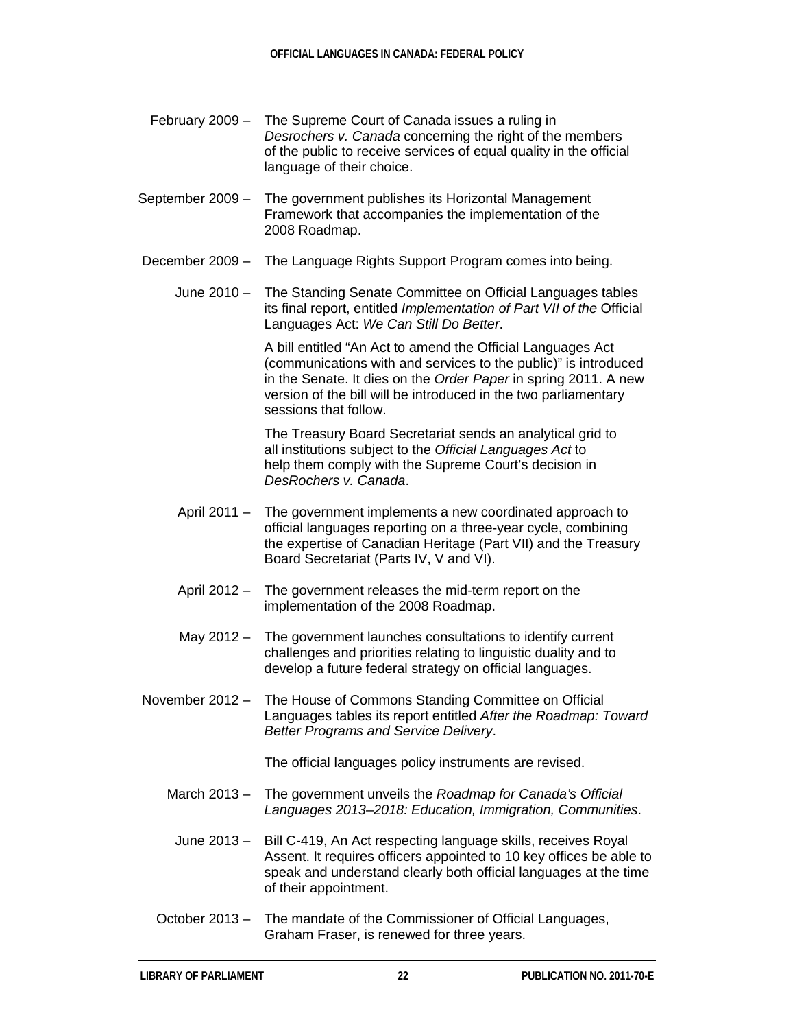February 2009 – The Supreme Court of Canada issues a ruling in *Desrochers v. Canada* concerning the right of the members of the public to receive services of equal quality in the official language of their choice.

September 2009 – The government publishes its Horizontal Management Framework that accompanies the implementation of the 2008 Roadmap.

December 2009 – The Language Rights Support Program comes into being.

June 2010 – The Standing Senate Committee on Official Languages tables its final report, entitled *Implementation of Part VII of the* Official Languages Act: *We Can Still Do Better*.

A bill entitled "An Act to amend the Official Languages Act (communications with and services to the public)" is introduced in the Senate. It dies on the *Order Paper* in spring 2011. A new version of the bill will be introduced in the two parliamentary sessions that follow.

The Treasury Board Secretariat sends an analytical grid to all institutions subject to the *Official Languages Act* to help them comply with the Supreme Court's decision in *DesRochers v. Canada*.

April 2011 – The government implements a new coordinated approach to official languages reporting on a three-year cycle, combining the expertise of Canadian Heritage (Part VII) and the Treasury Board Secretariat (Parts IV, V and VI).

April 2012 – The government releases the mid-term report on the implementation of the 2008 Roadmap.

May 2012 – The government launches consultations to identify current challenges and priorities relating to linguistic duality and to develop a future federal strategy on official languages.

November 2012 – The House of Commons Standing Committee on Official Languages tables its report entitled *After the Roadmap: Toward Better Programs and Service Delivery*.

The official languages policy instruments are revised.

March 2013 – The government unveils the *Roadmap for Canada's Official Languages 2013–2018: Education, Immigration, Communities*.

June 2013 – Bill C-419, An Act respecting language skills, receives Royal Assent. It requires officers appointed to 10 key offices be able to speak and understand clearly both official languages at the time of their appointment.

October 2013 – The mandate of the Commissioner of Official Languages, Graham Fraser, is renewed for three years.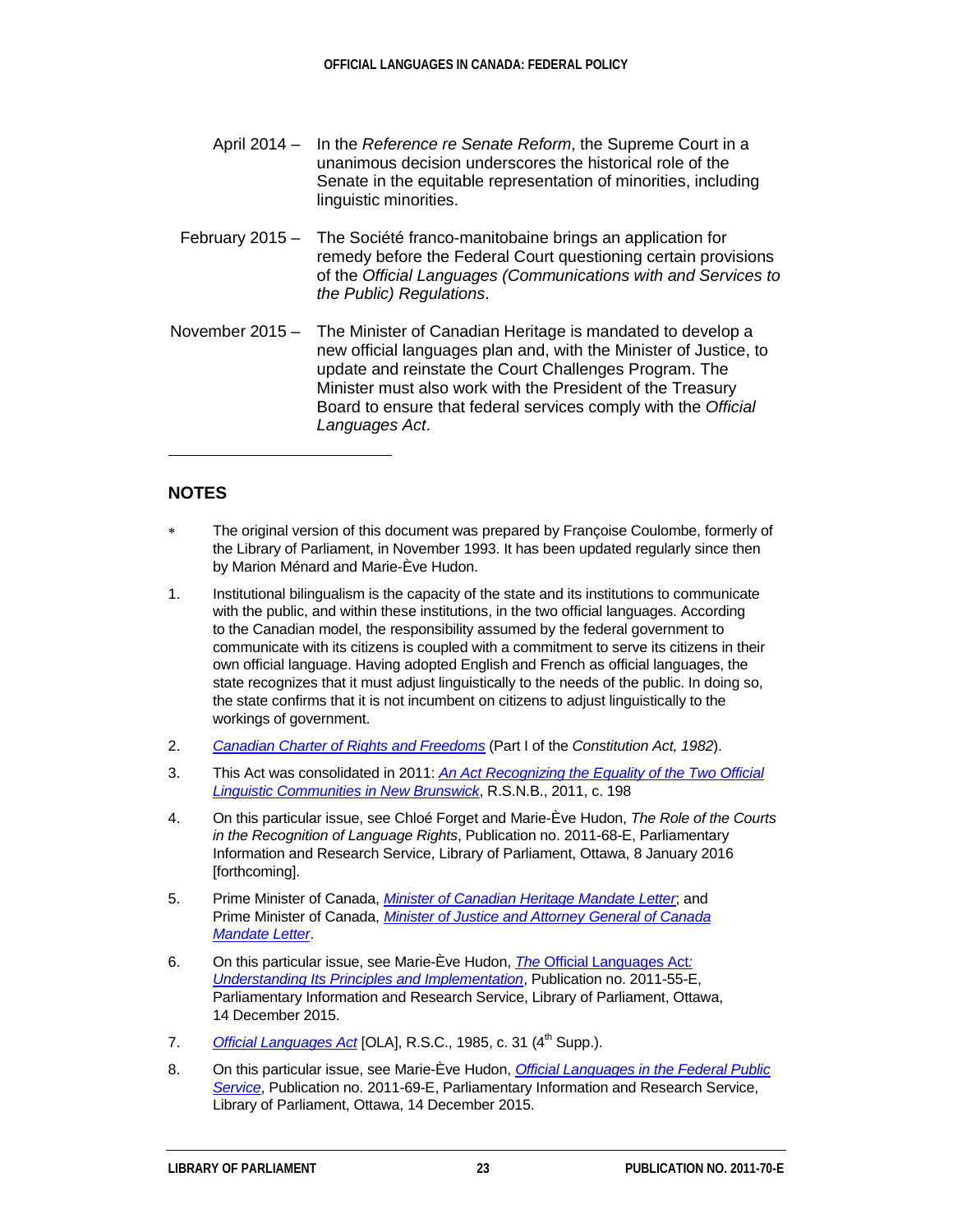April 2014 – In the *Reference re Senate Reform*, the Supreme Court in a unanimous decision underscores the historical role of the Senate in the equitable representation of minorities, including linguistic minorities.

February 2015 – The Société franco-manitobaine brings an application for remedy before the Federal Court questioning certain provisions of the *Official Languages (Communications with and Services to the Public) Regulations*.

November 2015 – The Minister of Canadian Heritage is mandated to develop a new official languages plan and, with the Minister of Justice, to update and reinstate the Court Challenges Program. The Minister must also work with the President of the Treasury Board to ensure that federal services comply with the *Official Languages Act*.

---

## NOTES

∗ The original version of this document was prepared by Françoise Coulombe, formerly of the Library of Parliament, in November 1993. It has been updated regularly since then by Marion Ménard and Marie-Ève Hudon.

1. Institutional bilingualism is the capacity of the state and its institutions to communicate with the public, and within these institutions, in the two official languages. According to the Canadian model, the responsibility assumed by the federal government to communicate with its citizens is coupled with a commitment to serve its citizens in their own official language. Having adopted English and French as official languages, the state recognizes that it must adjust linguistically to the needs of the public. In doing so, the state confirms that it is not incumbent on citizens to adjust linguistically to the workings of government.

2. *Canadian Charter of Rights and Freedoms* (Part I of the *Constitution Act, 1982*).

3. This Act was consolidated in 2011: *An Act Recognizing the Equality of the Two Official Linguistic Communities in New Brunswick*, R.S.N.B., 2011, c. 198

4. On this particular issue, see Chloé Forget and Marie-Ève Hudon, *The Role of the Courts in the Recognition of Language Rights*, Publication no. 2011-68-E, Parliamentary Information and Research Service, Library of Parliament, Ottawa, 8 January 2016 [forthcoming].

5. Prime Minister of Canada, *Minister of Canadian Heritage Mandate Letter*; and Prime Minister of Canada, *Minister of Justice and Attorney General of Canada Mandate Letter*.

6. On this particular issue, see Marie-Ève Hudon, *The* Official Languages Act*: Understanding Its Principles and Implementation*, Publication no. 2011-55-E, Parliamentary Information and Research Service, Library of Parliament, Ottawa, 14 December 2015.

7. *Official Languages Act* [OLA], R.S.C., 1985, c. 31 (4th Supp.).

8. On this particular issue, see Marie-Ève Hudon, *Official Languages in the Federal Public Service*, Publication no. 2011-69-E, Parliamentary Information and Research Service, Library of Parliament, Ottawa, 14 December 2015.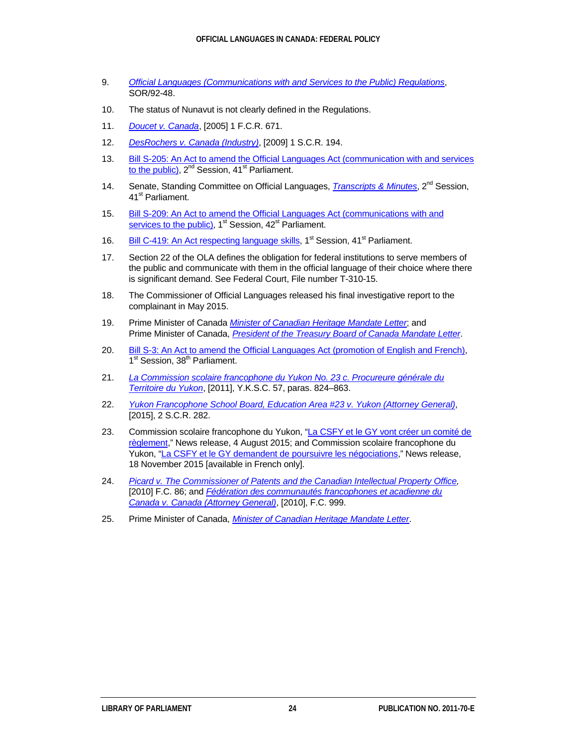9. *Official Languages (Communications with and Services to the Public) Regulations*, SOR/92-48.

10. The status of Nunavut is not clearly defined in the Regulations.

11. *Doucet v. Canada*, [2005] 1 F.C.R. 671.

12. *DesRochers v. Canada (Industry)*, [2009] 1 S.C.R. 194.

13. Bill S-205: An Act to amend the Official Languages Act (communication with and services to the public), 2nd Session, 41st Parliament.

14. Senate, Standing Committee on Official Languages, *Transcripts & Minutes*, 2nd Session, 41st Parliament.

15. Bill S-209: An Act to amend the Official Languages Act (communications with and services to the public), 1st Session, 42nd Parliament.

16. Bill C-419: An Act respecting language skills, 1st Session, 41st Parliament.

17. Section 22 of the OLA defines the obligation for federal institutions to serve members of the public and communicate with them in the official language of their choice where there is significant demand. See Federal Court, File number T-310-15.

18. The Commissioner of Official Languages released his final investigative report to the complainant in May 2015.

19. Prime Minister of Canada *Minister of Canadian Heritage Mandate Letter*; and Prime Minister of Canada, *President of the Treasury Board of Canada Mandate Letter*.

20. Bill S-3: An Act to amend the Official Languages Act (promotion of English and French), 1st Session, 38th Parliament.

21. *La Commission scolaire francophone du Yukon No. 23 c. Procureure générale du Territoire du Yukon*, [2011], Y.K.S.C. 57, paras. 824–863.

22. *Yukon Francophone School Board, Education Area #23 v. Yukon (Attorney General)*, [2015], 2 S.C.R. 282.

23. Commission scolaire francophone du Yukon, "La CSFY et le GY vont créer un comité de règlement," News release, 4 August 2015; and Commission scolaire francophone du Yukon, "La CSFY et le GY demandent de poursuivre les négociations," News release, 18 November 2015 [available in French only].

24. *Picard v. The Commissioner of Patents and the Canadian Intellectual Property Office,* [2010] F.C. 86; and *Fédération des communautés francophones et acadienne du Canada v. Canada (Attorney General)*, [2010], F.C. 999.

25. Prime Minister of Canada, *Minister of Canadian Heritage Mandate Letter*.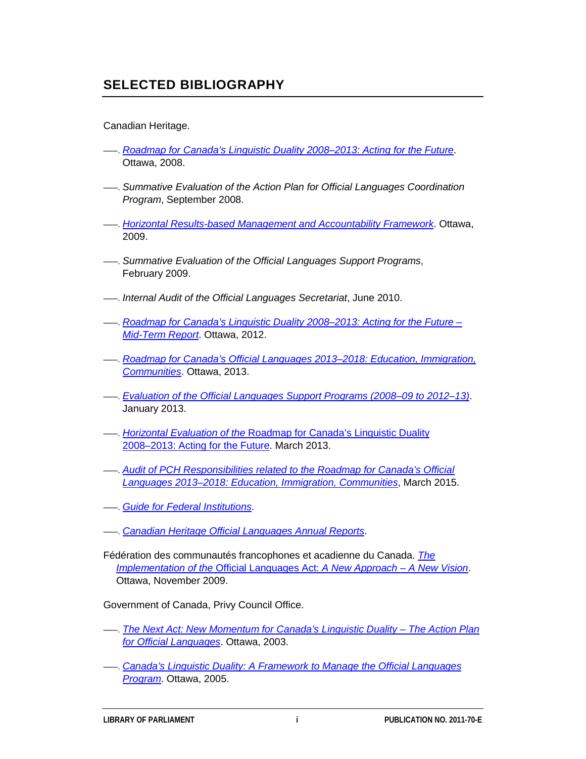# SELECTED BIBLIOGRAPHY

Canadian Heritage.

–––. *Roadmap for Canada's Linguistic Duality 2008–2013: Acting for the Future*. Ottawa, 2008.

–––. *Summative Evaluation of the Action Plan for Official Languages Coordination Program*, September 2008.

–––. *Horizontal Results-based Management and Accountability Framework*. Ottawa, 2009.

–––. *Summative Evaluation of the Official Languages Support Programs*, February 2009.

–––. *Internal Audit of the Official Languages Secretariat*, June 2010.

–––. *Roadmap for Canada's Linguistic Duality 2008–2013: Acting for the Future – Mid-Term Report*. Ottawa, 2012.

–––. *Roadmap for Canada's Official Languages 2013–2018: Education, Immigration, Communities*. Ottawa, 2013.

–––. *Evaluation of the Official Languages Support Programs (2008–09 to 2012–13)*. January 2013.

–––. *Horizontal Evaluation of the* Roadmap for Canada's Linguistic Duality 2008–2013: Acting for the Future. March 2013.

–––. *Audit of PCH Responsibilities related to the Roadmap for Canada's Official Languages 2013–2018: Education, Immigration, Communities*, March 2015.

–––. *Guide for Federal Institutions*.

–––. *Canadian Heritage Official Languages Annual Reports*.

Fédération des communautés francophones et acadienne du Canada. *The Implementation of the* Official Languages Act*: A New Approach – A New Vision*. Ottawa, November 2009.

Government of Canada, Privy Council Office.

–––. *The Next Act: New Momentum for Canada's Linguistic Duality – The Action Plan for Official Languages*. Ottawa, 2003.

–––. *Canada's Linguistic Duality: A Framework to Manage the Official Languages Program*. Ottawa, 2005.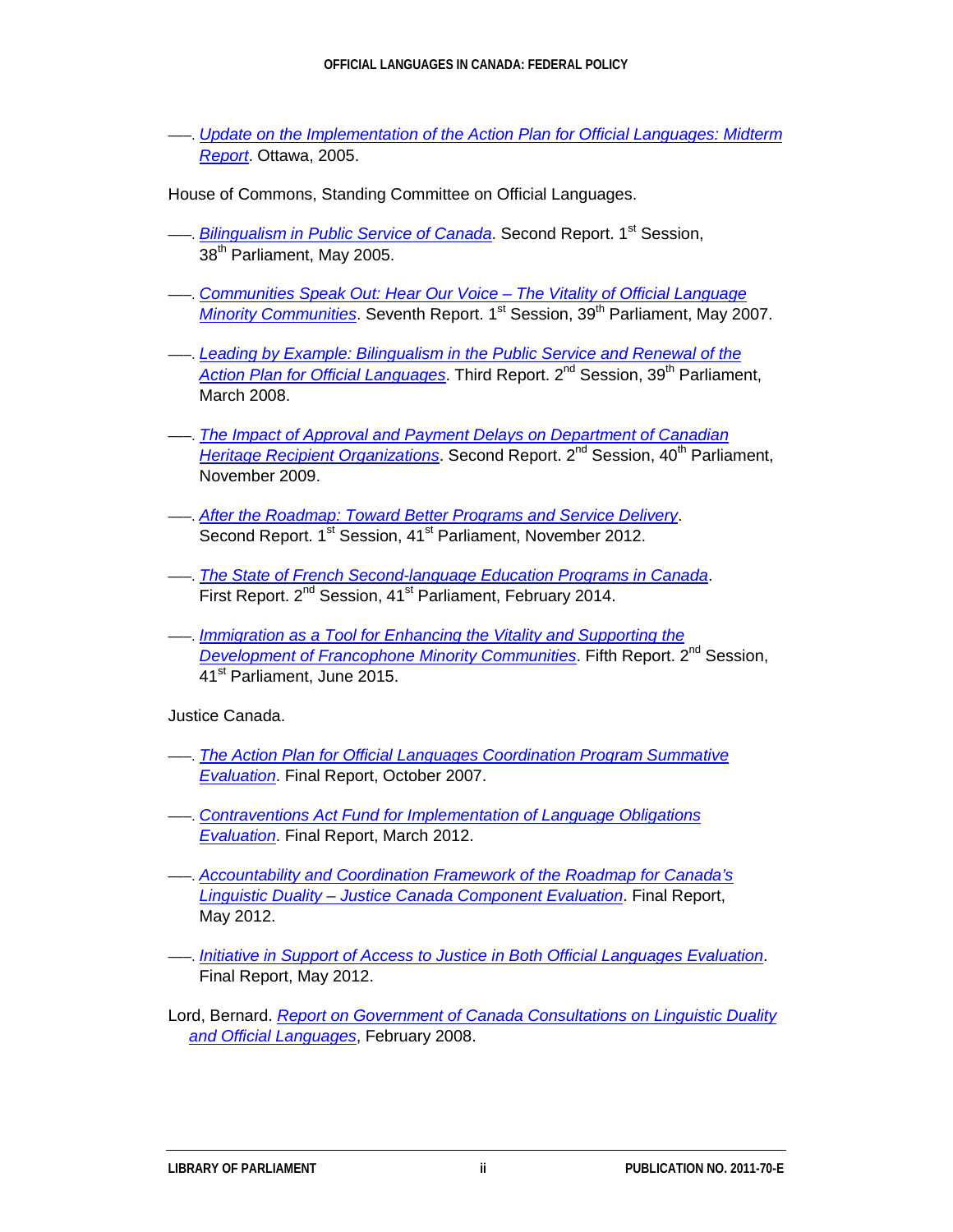——. *Update on the Implementation of the Action Plan for Official Languages: Midterm Report*. Ottawa, 2005.

House of Commons, Standing Committee on Official Languages.

——. *Bilingualism in Public Service of Canada*. Second Report. 1st Session, 38th Parliament, May 2005.

——. *Communities Speak Out: Hear Our Voice – The Vitality of Official Language Minority Communities*. Seventh Report. 1st Session, 39th Parliament, May 2007.

——. *Leading by Example: Bilingualism in the Public Service and Renewal of the Action Plan for Official Languages*. Third Report. 2nd Session, 39th Parliament, March 2008.

——. *The Impact of Approval and Payment Delays on Department of Canadian Heritage Recipient Organizations*. Second Report. 2nd Session, 40th Parliament, November 2009.

——. *After the Roadmap: Toward Better Programs and Service Delivery*. Second Report. 1st Session, 41st Parliament, November 2012.

——. *The State of French Second-language Education Programs in Canada*. First Report. 2nd Session, 41st Parliament, February 2014.

——. *Immigration as a Tool for Enhancing the Vitality and Supporting the Development of Francophone Minority Communities*. Fifth Report. 2nd Session, 41st Parliament, June 2015.

Justice Canada.

——. *The Action Plan for Official Languages Coordination Program Summative Evaluation*. Final Report, October 2007.

——. *Contraventions Act Fund for Implementation of Language Obligations Evaluation*. Final Report, March 2012.

——. *Accountability and Coordination Framework of the Roadmap for Canada's Linguistic Duality – Justice Canada Component Evaluation*. Final Report, May 2012.

——. *Initiative in Support of Access to Justice in Both Official Languages Evaluation*. Final Report, May 2012.

Lord, Bernard. *Report on Government of Canada Consultations on Linguistic Duality and Official Languages*, February 2008.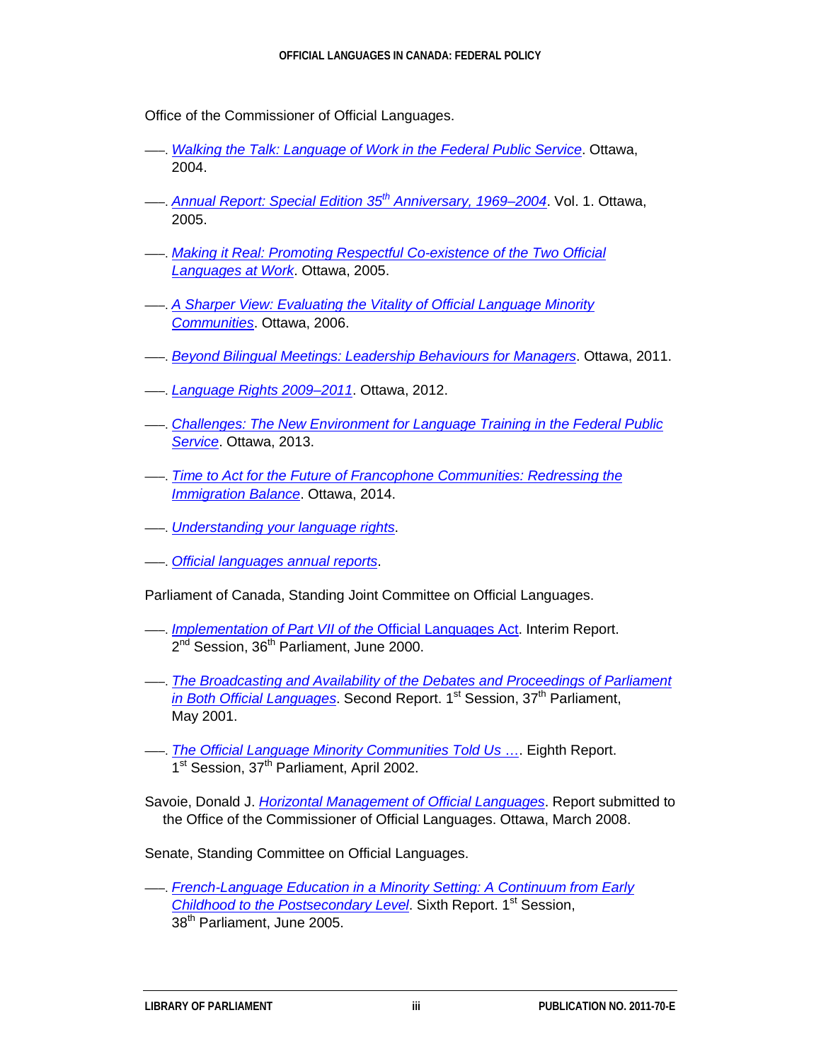Office of the Commissioner of Official Languages.

——. *Walking the Talk: Language of Work in the Federal Public Service*. Ottawa, 2004.

——. *Annual Report: Special Edition 35th Anniversary, 1969–2004*. Vol. 1. Ottawa, 2005.

——. *Making it Real: Promoting Respectful Co-existence of the Two Official Languages at Work*. Ottawa, 2005.

——. *A Sharper View: Evaluating the Vitality of Official Language Minority Communities*. Ottawa, 2006.

——. *Beyond Bilingual Meetings: Leadership Behaviours for Managers*. Ottawa, 2011.

——. *Language Rights 2009–2011*. Ottawa, 2012.

——. *Challenges: The New Environment for Language Training in the Federal Public Service*. Ottawa, 2013.

——. *Time to Act for the Future of Francophone Communities: Redressing the Immigration Balance*. Ottawa, 2014.

——. *Understanding your language rights*.

——. *Official languages annual reports*.

Parliament of Canada, Standing Joint Committee on Official Languages.

——. *Implementation of Part VII of the* Official Languages Act. Interim Report. 2nd Session, 36th Parliament, June 2000.

——. *The Broadcasting and Availability of the Debates and Proceedings of Parliament in Both Official Languages*. Second Report. 1st Session, 37th Parliament, May 2001.

——. *The Official Language Minority Communities Told Us …*. Eighth Report. 1st Session, 37th Parliament, April 2002.

Savoie, Donald J. *Horizontal Management of Official Languages*. Report submitted to the Office of the Commissioner of Official Languages. Ottawa, March 2008.

Senate, Standing Committee on Official Languages.

——. *French-Language Education in a Minority Setting: A Continuum from Early Childhood to the Postsecondary Level*. Sixth Report. 1st Session, 38th Parliament, June 2005.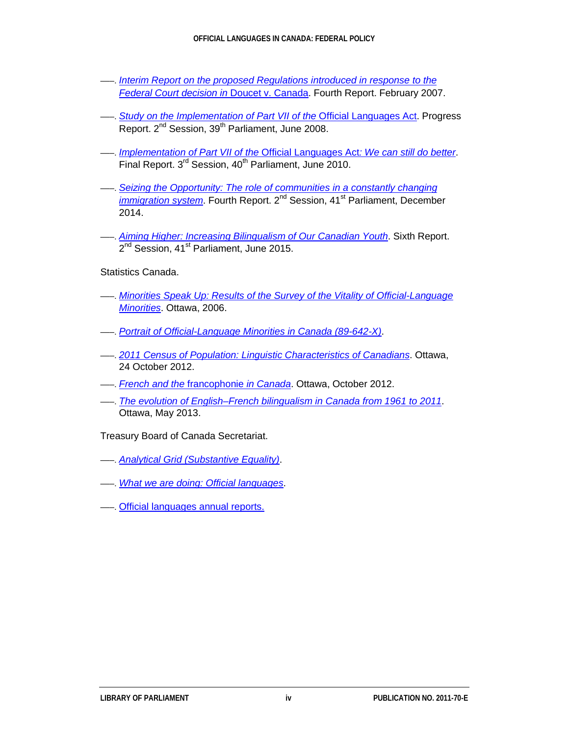——. *Interim Report on the proposed Regulations introduced in response to the Federal Court decision in* Doucet v. Canada. Fourth Report. February 2007.

——. *Study on the Implementation of Part VII of the* Official Languages Act. Progress Report. 2nd Session, 39th Parliament, June 2008.

——. *Implementation of Part VII of the* Official Languages Act*: We can still do better*. Final Report. 3rd Session, 40th Parliament, June 2010.

——. *Seizing the Opportunity: The role of communities in a constantly changing immigration system*. Fourth Report. 2nd Session, 41st Parliament, December 2014.

——. *Aiming Higher: Increasing Bilingualism of Our Canadian Youth*. Sixth Report. 2nd Session, 41st Parliament, June 2015.

Statistics Canada.

——. *Minorities Speak Up: Results of the Survey of the Vitality of Official-Language Minorities*. Ottawa, 2006.

——. *Portrait of Official-Language Minorities in Canada (89-642-X)*.

——. *2011 Census of Population: Linguistic Characteristics of Canadians*. Ottawa, 24 October 2012.

——. *French and the* francophonie *in Canada*. Ottawa, October 2012.

——. *The evolution of English–French bilingualism in Canada from 1961 to 2011*. Ottawa, May 2013.

Treasury Board of Canada Secretariat.

——. *Analytical Grid (Substantive Equality)*.

——. *What we are doing: Official languages*.

——. Official languages annual reports.